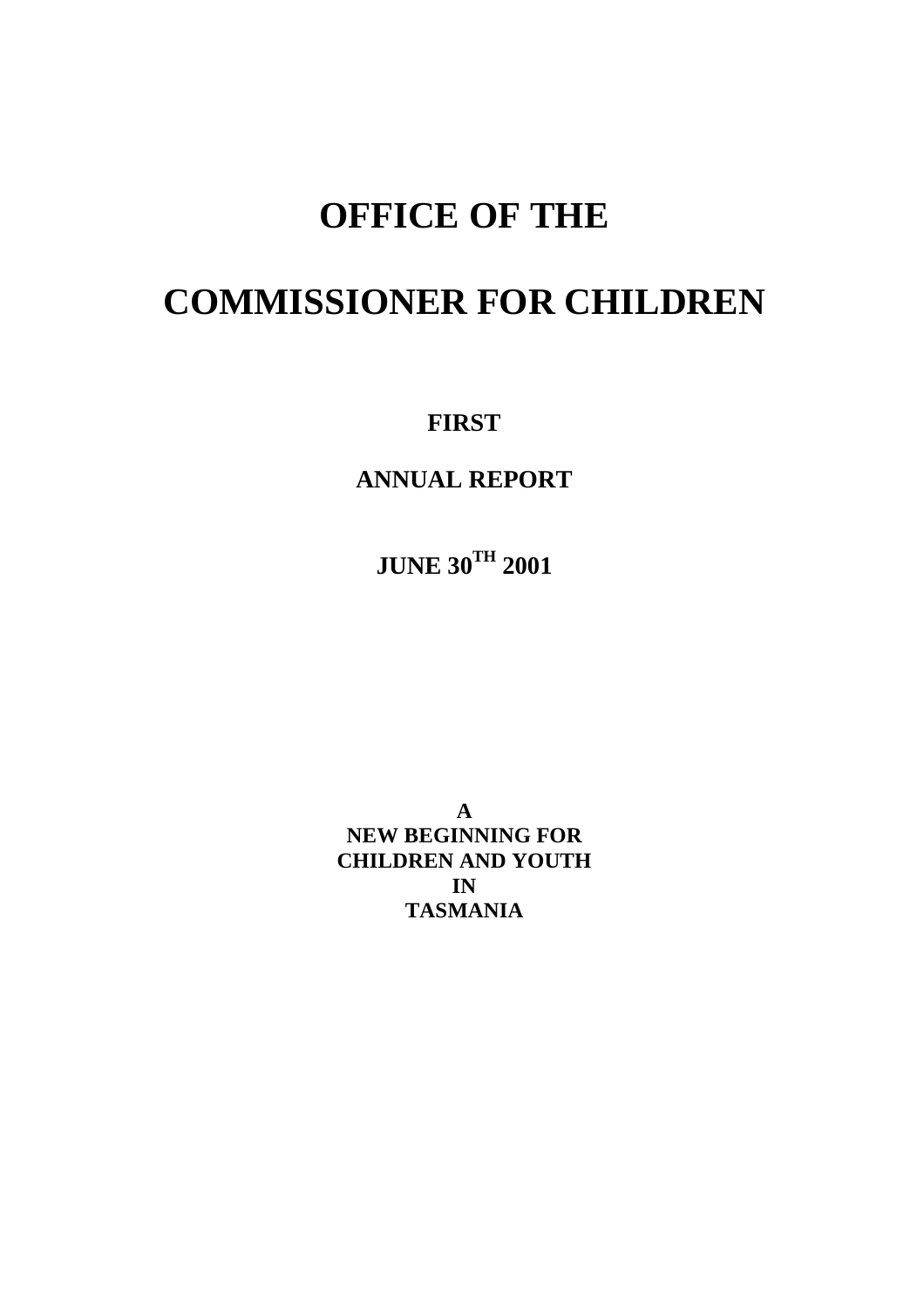# OFFICE OF THE

# COMMISSIONER FOR CHILDREN

**FIRST**

**ANNUAL REPORT**

**JUNE 30TH 2001**

**A**
**NEW BEGINNING FOR**
**CHILDREN AND YOUTH**
**IN**
**TASMANIA**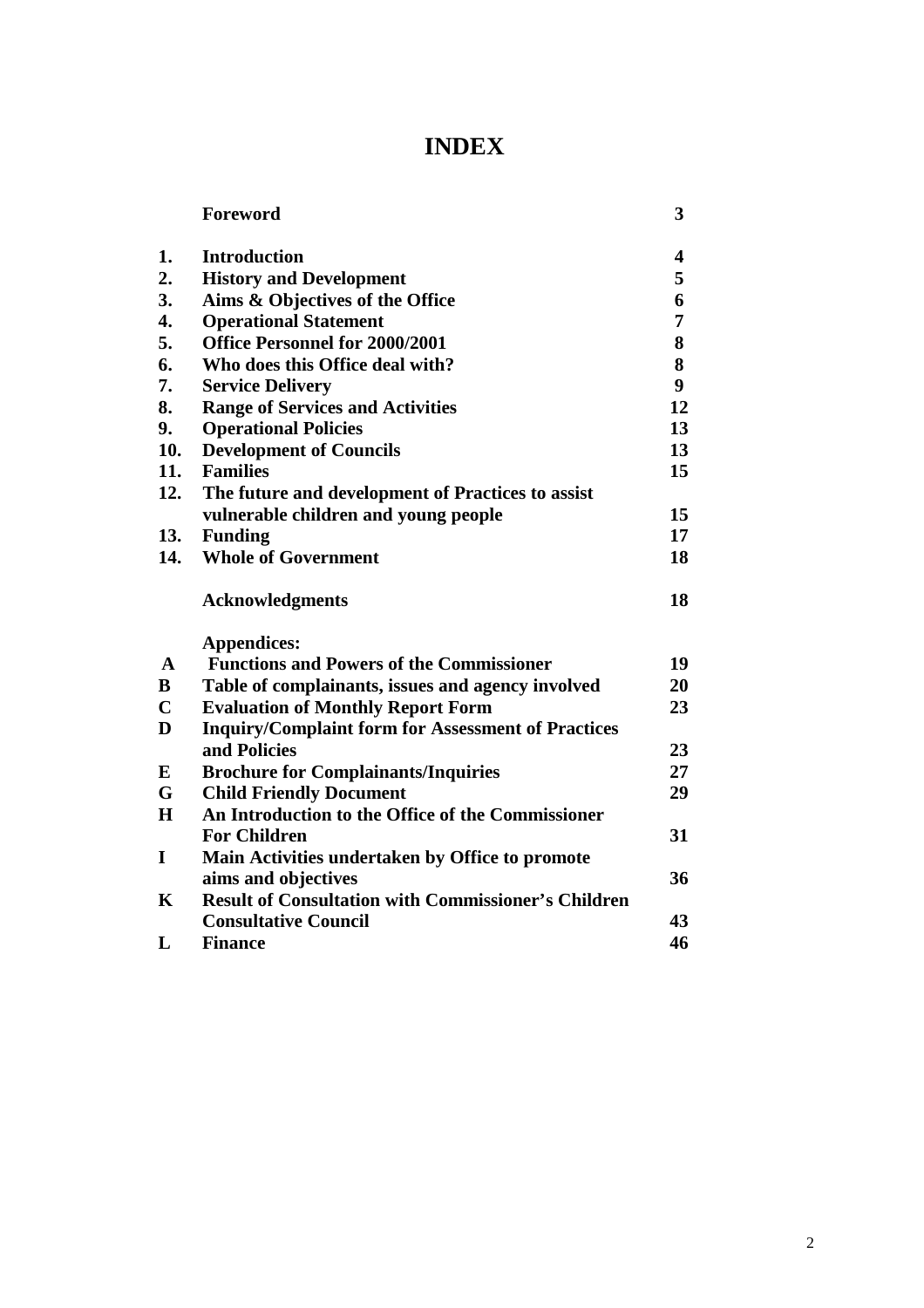# INDEX

| | | |
|---|---|---|
| | **Foreword** | **3** |
| **1.** | **Introduction** | **4** |
| **2.** | **History and Development** | **5** |
| **3.** | **Aims & Objectives of the Office** | **6** |
| **4.** | **Operational Statement** | **7** |
| **5.** | **Office Personnel for 2000/2001** | **8** |
| **6.** | **Who does this Office deal with?** | **8** |
| **7.** | **Service Delivery** | **9** |
| **8.** | **Range of Services and Activities** | **12** |
| **9.** | **Operational Policies** | **13** |
| **10.** | **Development of Councils** | **13** |
| **11.** | **Families** | **15** |
| **12.** | **The future and development of Practices to assist vulnerable children and young people** | **15** |
| **13.** | **Funding** | **17** |
| **14.** | **Whole of Government** | **18** |
| | **Acknowledgments** | **18** |
| | **Appendices:** | |
| **A** | **Functions and Powers of the Commissioner** | **19** |
| **B** | **Table of complainants, issues and agency involved** | **20** |
| **C** | **Evaluation of Monthly Report Form** | **23** |
| **D** | **Inquiry/Complaint form for Assessment of Practices and Policies** | **23** |
| **E** | **Brochure for Complainants/Inquiries** | **27** |
| **G** | **Child Friendly Document** | **29** |
| **H** | **An Introduction to the Office of the Commissioner For Children** | **31** |
| **I** | **Main Activities undertaken by Office to promote aims and objectives** | **36** |
| **K** | **Result of Consultation with Commissioner's Children Consultative Council** | **43** |
| **L** | **Finance** | **46** |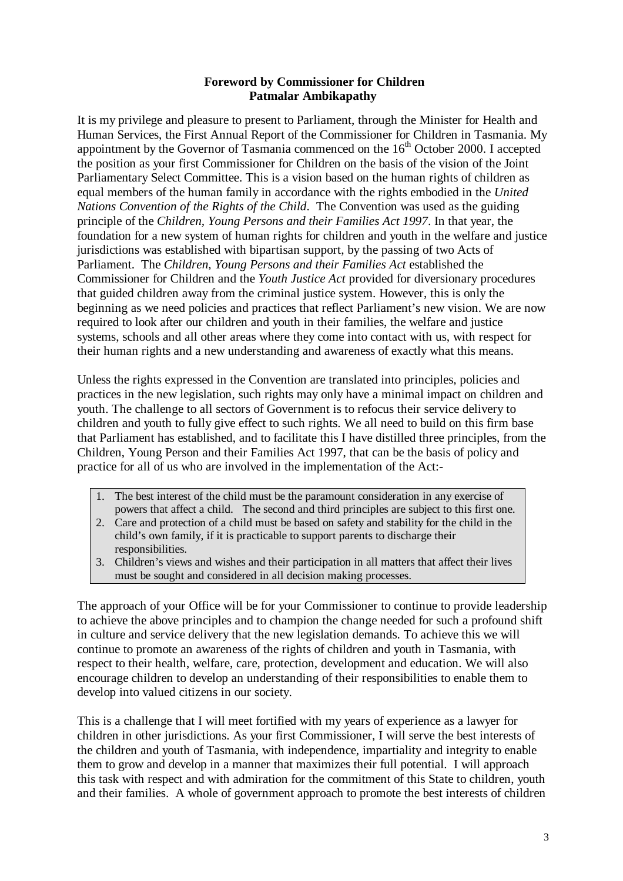**Foreword by Commissioner for Children**
**Patmalar Ambikapathy**

It is my privilege and pleasure to present to Parliament, through the Minister for Health and Human Services, the First Annual Report of the Commissioner for Children in Tasmania. My appointment by the Governor of Tasmania commenced on the 16th October 2000. I accepted the position as your first Commissioner for Children on the basis of the vision of the Joint Parliamentary Select Committee. This is a vision based on the human rights of children as equal members of the human family in accordance with the rights embodied in the *United Nations Convention of the Rights of the Child*. The Convention was used as the guiding principle of the *Children, Young Persons and their Families Act 1997*. In that year, the foundation for a new system of human rights for children and youth in the welfare and justice jurisdictions was established with bipartisan support, by the passing of two Acts of Parliament. The *Children, Young Persons and their Families Act* established the Commissioner for Children and the *Youth Justice Act* provided for diversionary procedures that guided children away from the criminal justice system. However, this is only the beginning as we need policies and practices that reflect Parliament's new vision. We are now required to look after our children and youth in their families, the welfare and justice systems, schools and all other areas where they come into contact with us, with respect for their human rights and a new understanding and awareness of exactly what this means.

Unless the rights expressed in the Convention are translated into principles, policies and practices in the new legislation, such rights may only have a minimal impact on children and youth. The challenge to all sectors of Government is to refocus their service delivery to children and youth to fully give effect to such rights. We all need to build on this firm base that Parliament has established, and to facilitate this I have distilled three principles, from the Children, Young Person and their Families Act 1997, that can be the basis of policy and practice for all of us who are involved in the implementation of the Act:-

1. The best interest of the child must be the paramount consideration in any exercise of powers that affect a child. The second and third principles are subject to this first one.
2. Care and protection of a child must be based on safety and stability for the child in the child's own family, if it is practicable to support parents to discharge their responsibilities.
3. Children's views and wishes and their participation in all matters that affect their lives must be sought and considered in all decision making processes.

The approach of your Office will be for your Commissioner to continue to provide leadership to achieve the above principles and to champion the change needed for such a profound shift in culture and service delivery that the new legislation demands. To achieve this we will continue to promote an awareness of the rights of children and youth in Tasmania, with respect to their health, welfare, care, protection, development and education. We will also encourage children to develop an understanding of their responsibilities to enable them to develop into valued citizens in our society.

This is a challenge that I will meet fortified with my years of experience as a lawyer for children in other jurisdictions. As your first Commissioner, I will serve the best interests of the children and youth of Tasmania, with independence, impartiality and integrity to enable them to grow and develop in a manner that maximizes their full potential. I will approach this task with respect and with admiration for the commitment of this State to children, youth and their families. A whole of government approach to promote the best interests of children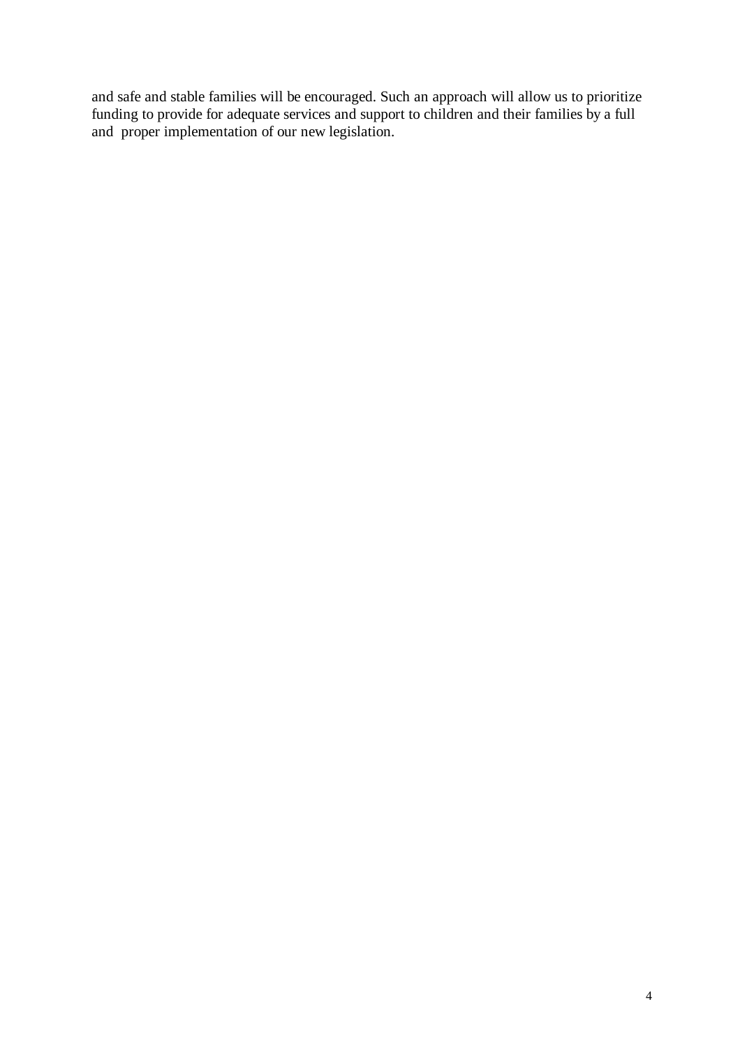and safe and stable families will be encouraged. Such an approach will allow us to prioritize funding to provide for adequate services and support to children and their families by a full and proper implementation of our new legislation.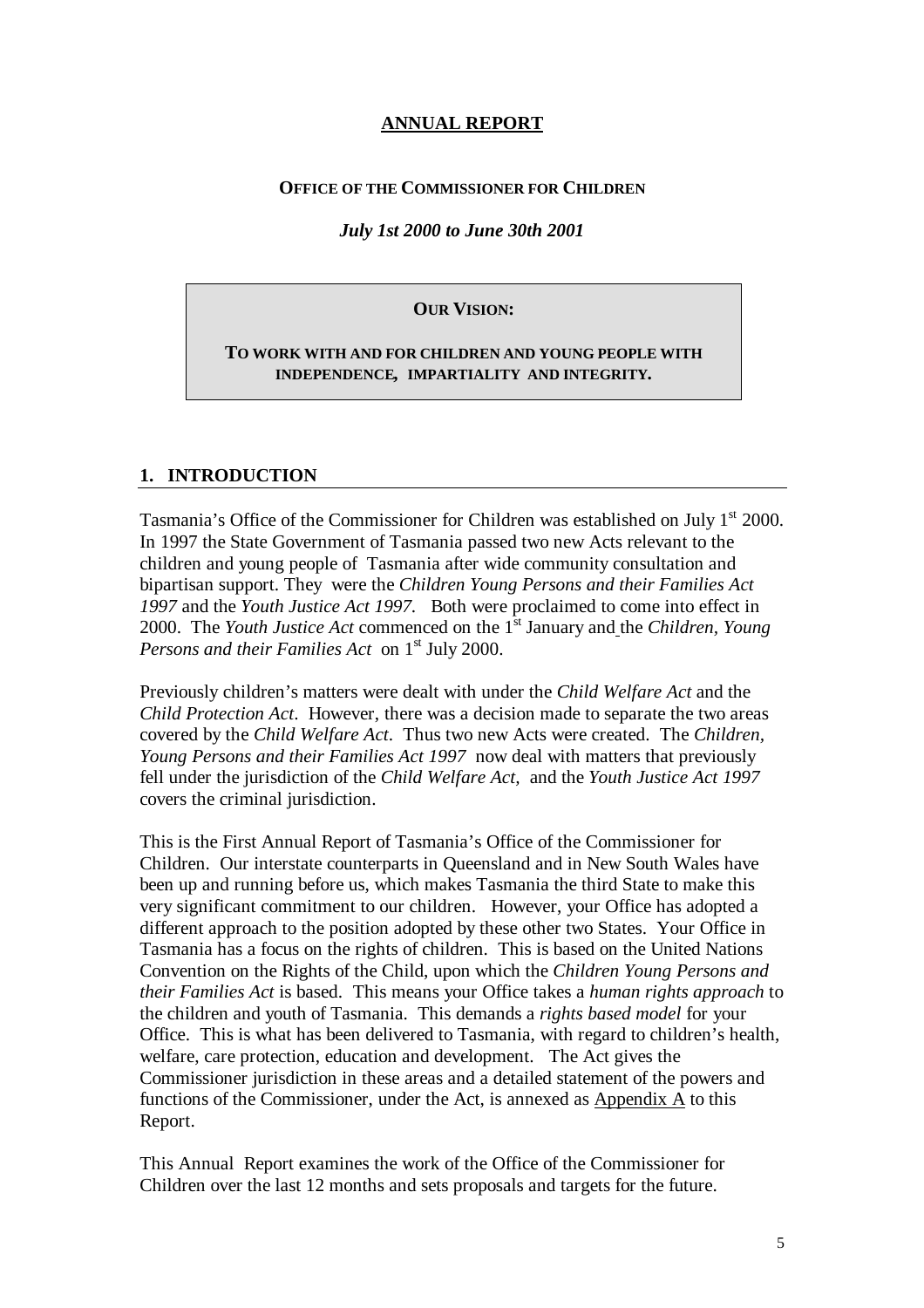# ANNUAL REPORT

**OFFICE OF THE COMMISSIONER FOR CHILDREN**

***July 1st 2000 to June 30th 2001***

> **OUR VISION:**
>
> **TO WORK WITH AND FOR CHILDREN AND YOUNG PEOPLE WITH INDEPENDENCE, IMPARTIALITY AND INTEGRITY.**

## 1. INTRODUCTION

Tasmania's Office of the Commissioner for Children was established on July 1st 2000. In 1997 the State Government of Tasmania passed two new Acts relevant to the children and young people of Tasmania after wide community consultation and bipartisan support. They were the *Children Young Persons and their Families Act 1997* and the *Youth Justice Act 1997*. Both were proclaimed to come into effect in 2000. The *Youth Justice Act* commenced on the 1st January and the *Children, Young Persons and their Families Act* on 1st July 2000.

Previously children's matters were dealt with under the *Child Welfare Act* and the *Child Protection Act*. However, there was a decision made to separate the two areas covered by the *Child Welfare Act*. Thus two new Acts were created. The *Children, Young Persons and their Families Act 1997* now deal with matters that previously fell under the jurisdiction of the *Child Welfare Act,* and the *Youth Justice Act 1997* covers the criminal jurisdiction.

This is the First Annual Report of Tasmania's Office of the Commissioner for Children. Our interstate counterparts in Queensland and in New South Wales have been up and running before us, which makes Tasmania the third State to make this very significant commitment to our children. However, your Office has adopted a different approach to the position adopted by these other two States. Your Office in Tasmania has a focus on the rights of children. This is based on the United Nations Convention on the Rights of the Child, upon which the *Children Young Persons and their Families Act* is based. This means your Office takes a *human rights approach* to the children and youth of Tasmania. This demands a *rights based model* for your Office. This is what has been delivered to Tasmania, with regard to children's health, welfare, care protection, education and development. The Act gives the Commissioner jurisdiction in these areas and a detailed statement of the powers and functions of the Commissioner, under the Act, is annexed as Appendix A to this Report.

This Annual Report examines the work of the Office of the Commissioner for Children over the last 12 months and sets proposals and targets for the future.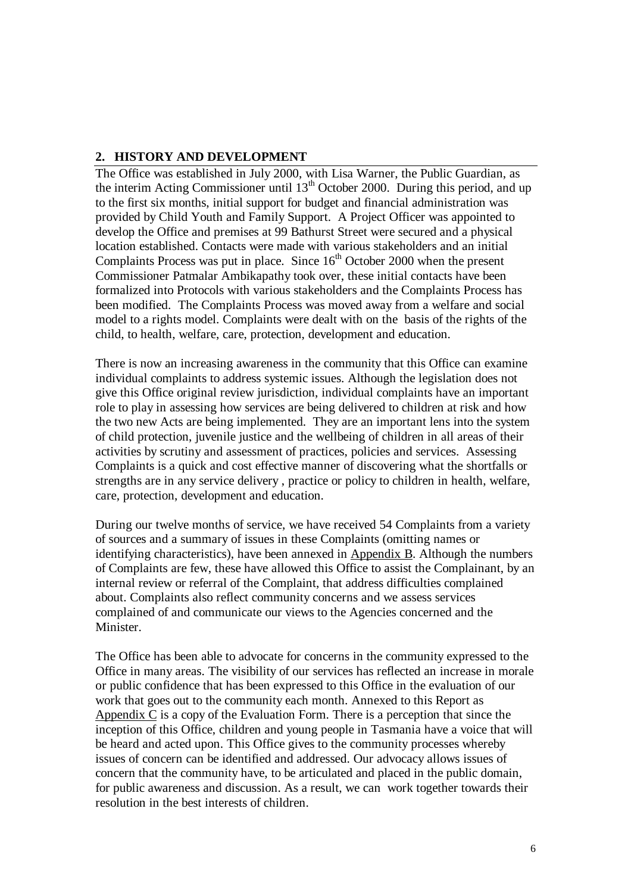## 2. HISTORY AND DEVELOPMENT

The Office was established in July 2000, with Lisa Warner, the Public Guardian, as the interim Acting Commissioner until 13th October 2000. During this period, and up to the first six months, initial support for budget and financial administration was provided by Child Youth and Family Support. A Project Officer was appointed to develop the Office and premises at 99 Bathurst Street were secured and a physical location established. Contacts were made with various stakeholders and an initial Complaints Process was put in place. Since 16th October 2000 when the present Commissioner Patmalar Ambikapathy took over, these initial contacts have been formalized into Protocols with various stakeholders and the Complaints Process has been modified. The Complaints Process was moved away from a welfare and social model to a rights model. Complaints were dealt with on the basis of the rights of the child, to health, welfare, care, protection, development and education.

There is now an increasing awareness in the community that this Office can examine individual complaints to address systemic issues. Although the legislation does not give this Office original review jurisdiction, individual complaints have an important role to play in assessing how services are being delivered to children at risk and how the two new Acts are being implemented. They are an important lens into the system of child protection, juvenile justice and the wellbeing of children in all areas of their activities by scrutiny and assessment of practices, policies and services. Assessing Complaints is a quick and cost effective manner of discovering what the shortfalls or strengths are in any service delivery , practice or policy to children in health, welfare, care, protection, development and education.

During our twelve months of service, we have received 54 Complaints from a variety of sources and a summary of issues in these Complaints (omitting names or identifying characteristics), have been annexed in Appendix B. Although the numbers of Complaints are few, these have allowed this Office to assist the Complainant, by an internal review or referral of the Complaint, that address difficulties complained about. Complaints also reflect community concerns and we assess services complained of and communicate our views to the Agencies concerned and the Minister.

The Office has been able to advocate for concerns in the community expressed to the Office in many areas. The visibility of our services has reflected an increase in morale or public confidence that has been expressed to this Office in the evaluation of our work that goes out to the community each month. Annexed to this Report as Appendix C is a copy of the Evaluation Form. There is a perception that since the inception of this Office, children and young people in Tasmania have a voice that will be heard and acted upon. This Office gives to the community processes whereby issues of concern can be identified and addressed. Our advocacy allows issues of concern that the community have, to be articulated and placed in the public domain, for public awareness and discussion. As a result, we can work together towards their resolution in the best interests of children.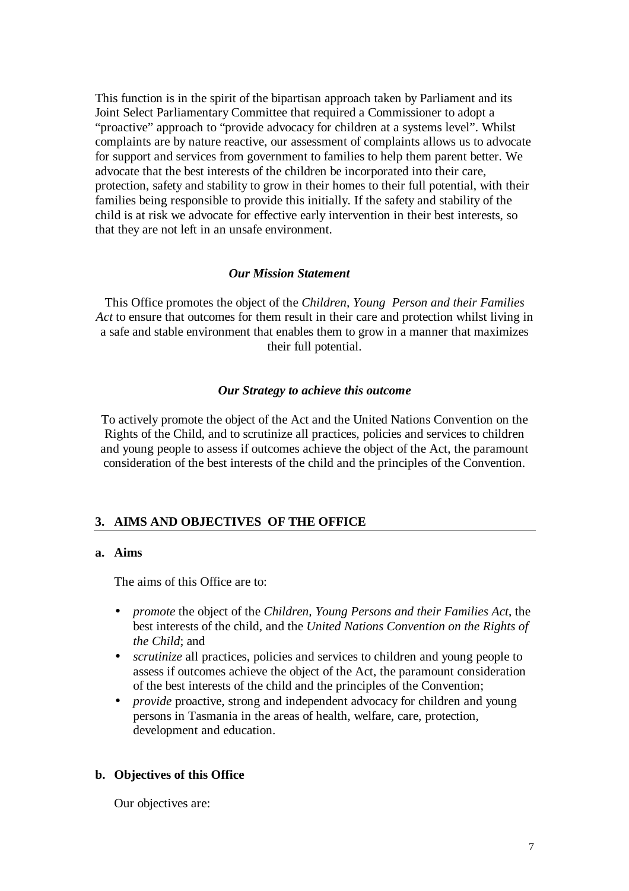This function is in the spirit of the bipartisan approach taken by Parliament and its Joint Select Parliamentary Committee that required a Commissioner to adopt a "proactive" approach to "provide advocacy for children at a systems level". Whilst complaints are by nature reactive, our assessment of complaints allows us to advocate for support and services from government to families to help them parent better. We advocate that the best interests of the children be incorporated into their care, protection, safety and stability to grow in their homes to their full potential, with their families being responsible to provide this initially. If the safety and stability of the child is at risk we advocate for effective early intervention in their best interests, so that they are not left in an unsafe environment.

***Our Mission Statement***

This Office promotes the object of the *Children, Young Person and their Families Act* to ensure that outcomes for them result in their care and protection whilst living in a safe and stable environment that enables them to grow in a manner that maximizes their full potential.

***Our Strategy to achieve this outcome***

To actively promote the object of the Act and the United Nations Convention on the Rights of the Child, and to scrutinize all practices, policies and services to children and young people to assess if outcomes achieve the object of the Act, the paramount consideration of the best interests of the child and the principles of the Convention.

## 3. AIMS AND OBJECTIVES OF THE OFFICE

### a. Aims

The aims of this Office are to:

- *promote* the object of the *Children, Young Persons and their Families Act*, the best interests of the child, and the *United Nations Convention on the Rights of the Child*; and
- *scrutinize* all practices, policies and services to children and young people to assess if outcomes achieve the object of the Act, the paramount consideration of the best interests of the child and the principles of the Convention;
- *provide* proactive, strong and independent advocacy for children and young persons in Tasmania in the areas of health, welfare, care, protection, development and education.

### b. Objectives of this Office

Our objectives are: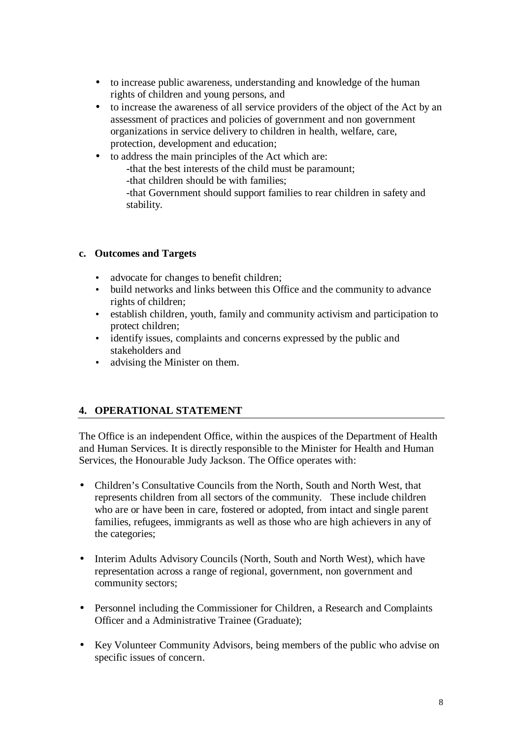- to increase public awareness, understanding and knowledge of the human rights of children and young persons, and
- to increase the awareness of all service providers of the object of the Act by an assessment of practices and policies of government and non government organizations in service delivery to children in health, welfare, care, protection, development and education;
- to address the main principles of the Act which are:
  - -that the best interests of the child must be paramount;
  - -that children should be with families;
  - -that Government should support families to rear children in safety and stability.

**c. Outcomes and Targets**

- advocate for changes to benefit children;
- build networks and links between this Office and the community to advance rights of children;
- establish children, youth, family and community activism and participation to protect children;
- identify issues, complaints and concerns expressed by the public and stakeholders and
- advising the Minister on them.

## 4. OPERATIONAL STATEMENT

The Office is an independent Office, within the auspices of the Department of Health and Human Services. It is directly responsible to the Minister for Health and Human Services, the Honourable Judy Jackson. The Office operates with:

- Children's Consultative Councils from the North, South and North West, that represents children from all sectors of the community. These include children who are or have been in care, fostered or adopted, from intact and single parent families, refugees, immigrants as well as those who are high achievers in any of the categories;

- Interim Adults Advisory Councils (North, South and North West), which have representation across a range of regional, government, non government and community sectors;

- Personnel including the Commissioner for Children, a Research and Complaints Officer and a Administrative Trainee (Graduate);

- Key Volunteer Community Advisors, being members of the public who advise on specific issues of concern.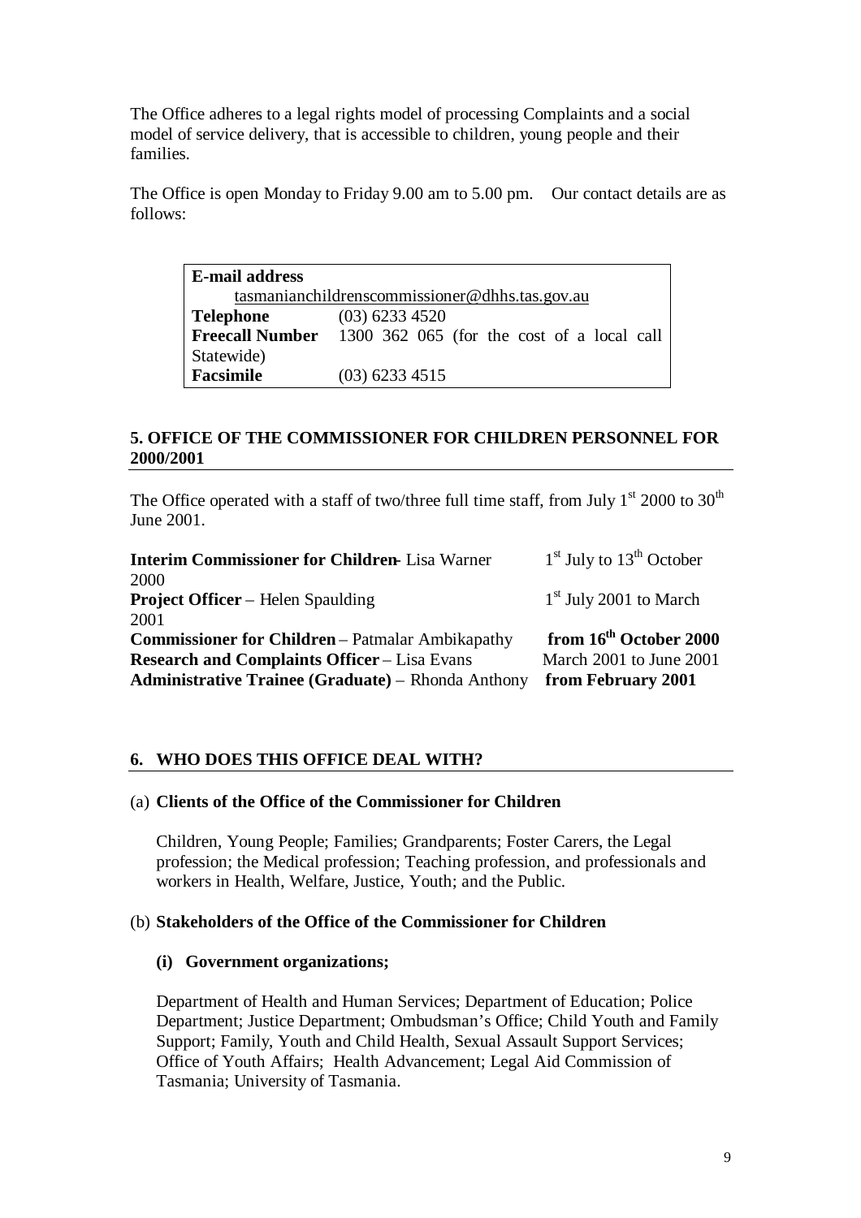The Office adheres to a legal rights model of processing Complaints and a social model of service delivery, that is accessible to children, young people and their families.

The Office is open Monday to Friday 9.00 am to 5.00 pm. Our contact details are as follows:

| **E-mail address** | tasmanianchildrenscommissioner@dhhs.tas.gov.au |
|---|---|
| **Telephone** | (03) 6233 4520 |
| **Freecall Number** | 1300 362 065 (for the cost of a local call Statewide) |
| **Facsimile** | (03) 6233 4515 |

## 5. OFFICE OF THE COMMISSIONER FOR CHILDREN PERSONNEL FOR 2000/2001

The Office operated with a staff of two/three full time staff, from July 1st 2000 to 30th June 2001.

| | |
|---|---|
| **Interim Commissioner for Children** - Lisa Warner | 1st July to 13th October 2000 |
| **Project Officer** – Helen Spaulding | 1st July 2001 to March 2001 |
| **Commissioner for Children** – Patmalar Ambikapathy | **from 16th October 2000** |
| **Research and Complaints Officer** – Lisa Evans | March 2001 to June 2001 |
| **Administrative Trainee (Graduate)** – Rhonda Anthony | **from February 2001** |

## 6. WHO DOES THIS OFFICE DEAL WITH?

(a) **Clients of the Office of the Commissioner for Children**

Children, Young People; Families; Grandparents; Foster Carers, the Legal profession; the Medical profession; Teaching profession, and professionals and workers in Health, Welfare, Justice, Youth; and the Public.

(b) **Stakeholders of the Office of the Commissioner for Children**

**(i) Government organizations;**

Department of Health and Human Services; Department of Education; Police Department; Justice Department; Ombudsman's Office; Child Youth and Family Support; Family, Youth and Child Health, Sexual Assault Support Services; Office of Youth Affairs; Health Advancement; Legal Aid Commission of Tasmania; University of Tasmania.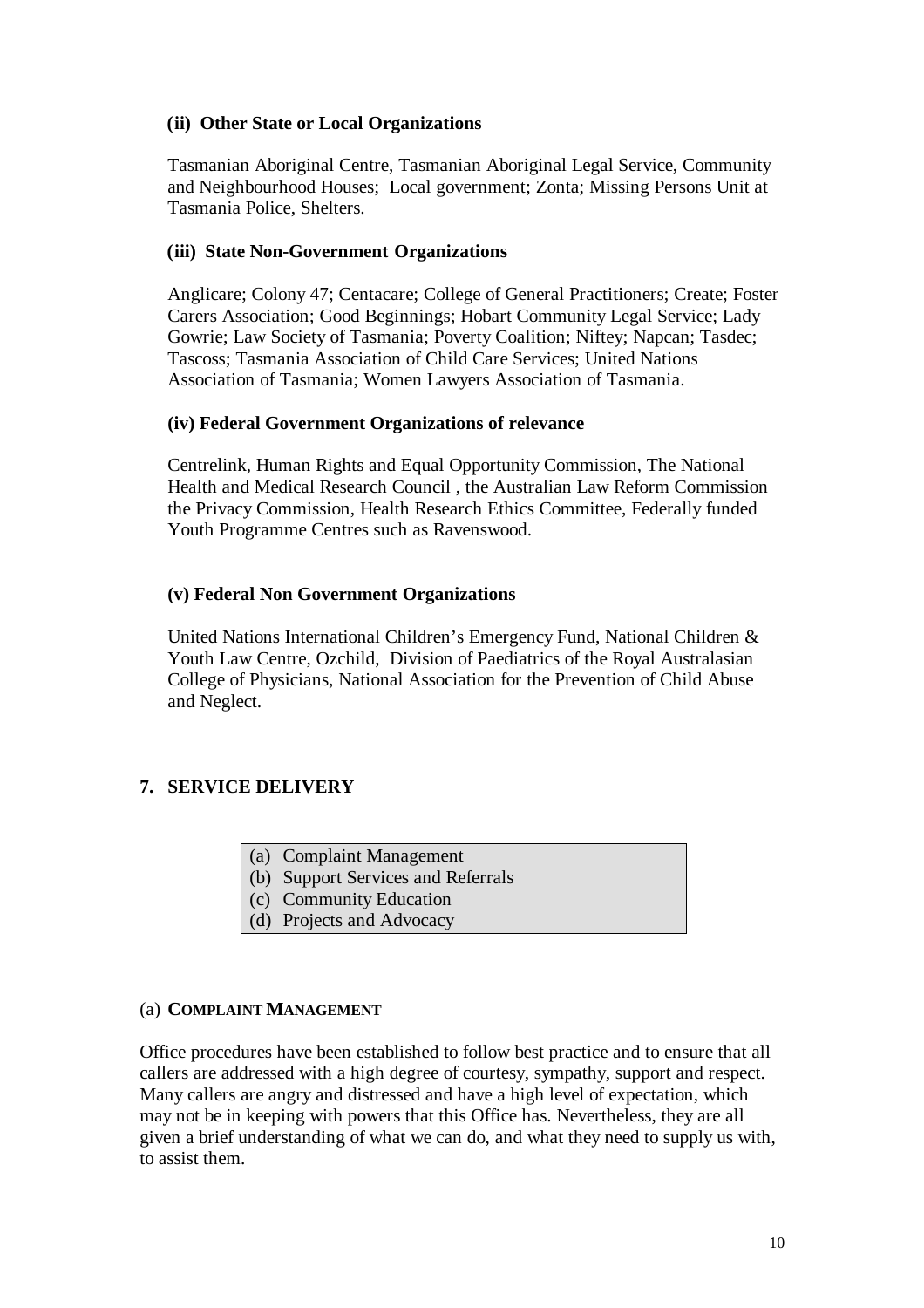**(ii) Other State or Local Organizations**

Tasmanian Aboriginal Centre, Tasmanian Aboriginal Legal Service, Community and Neighbourhood Houses; Local government; Zonta; Missing Persons Unit at Tasmania Police, Shelters.

**(iii) State Non-Government Organizations**

Anglicare; Colony 47; Centacare; College of General Practitioners; Create; Foster Carers Association; Good Beginnings; Hobart Community Legal Service; Lady Gowrie; Law Society of Tasmania; Poverty Coalition; Niftey; Napcan; Tasdec; Tascoss; Tasmania Association of Child Care Services; United Nations Association of Tasmania; Women Lawyers Association of Tasmania.

**(iv) Federal Government Organizations of relevance**

Centrelink, Human Rights and Equal Opportunity Commission, The National Health and Medical Research Council , the Australian Law Reform Commission the Privacy Commission, Health Research Ethics Committee, Federally funded Youth Programme Centres such as Ravenswood.

**(v) Federal Non Government Organizations**

United Nations International Children's Emergency Fund, National Children & Youth Law Centre, Ozchild, Division of Paediatrics of the Royal Australasian College of Physicians, National Association for the Prevention of Child Abuse and Neglect.

## 7. SERVICE DELIVERY

(a) Complaint Management
(b) Support Services and Referrals
(c) Community Education
(d) Projects and Advocacy

### (a) COMPLAINT MANAGEMENT

Office procedures have been established to follow best practice and to ensure that all callers are addressed with a high degree of courtesy, sympathy, support and respect. Many callers are angry and distressed and have a high level of expectation, which may not be in keeping with powers that this Office has. Nevertheless, they are all given a brief understanding of what we can do, and what they need to supply us with, to assist them.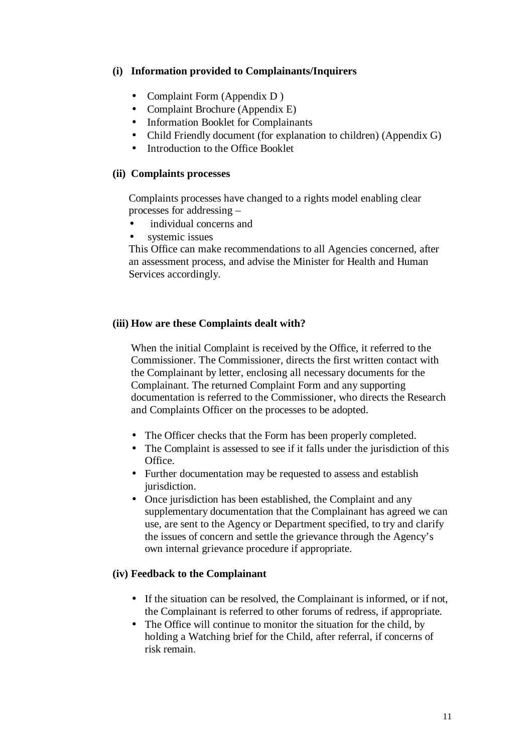**(i) Information provided to Complainants/Inquirers**

- Complaint Form (Appendix D )
- Complaint Brochure (Appendix E)
- Information Booklet for Complainants
- Child Friendly document (for explanation to children) (Appendix G)
- Introduction to the Office Booklet

**(ii) Complaints processes**

Complaints processes have changed to a rights model enabling clear processes for addressing –

- individual concerns and
- systemic issues

This Office can make recommendations to all Agencies concerned, after an assessment process, and advise the Minister for Health and Human Services accordingly.

**(iii) How are these Complaints dealt with?**

When the initial Complaint is received by the Office, it referred to the Commissioner. The Commissioner, directs the first written contact with the Complainant by letter, enclosing all necessary documents for the Complainant. The returned Complaint Form and any supporting documentation is referred to the Commissioner, who directs the Research and Complaints Officer on the processes to be adopted.

- The Officer checks that the Form has been properly completed.
- The Complaint is assessed to see if it falls under the jurisdiction of this Office.
- Further documentation may be requested to assess and establish jurisdiction.
- Once jurisdiction has been established, the Complaint and any supplementary documentation that the Complainant has agreed we can use, are sent to the Agency or Department specified, to try and clarify the issues of concern and settle the grievance through the Agency's own internal grievance procedure if appropriate.

**(iv) Feedback to the Complainant**

- If the situation can be resolved, the Complainant is informed, or if not, the Complainant is referred to other forums of redress, if appropriate.
- The Office will continue to monitor the situation for the child, by holding a Watching brief for the Child, after referral, if concerns of risk remain.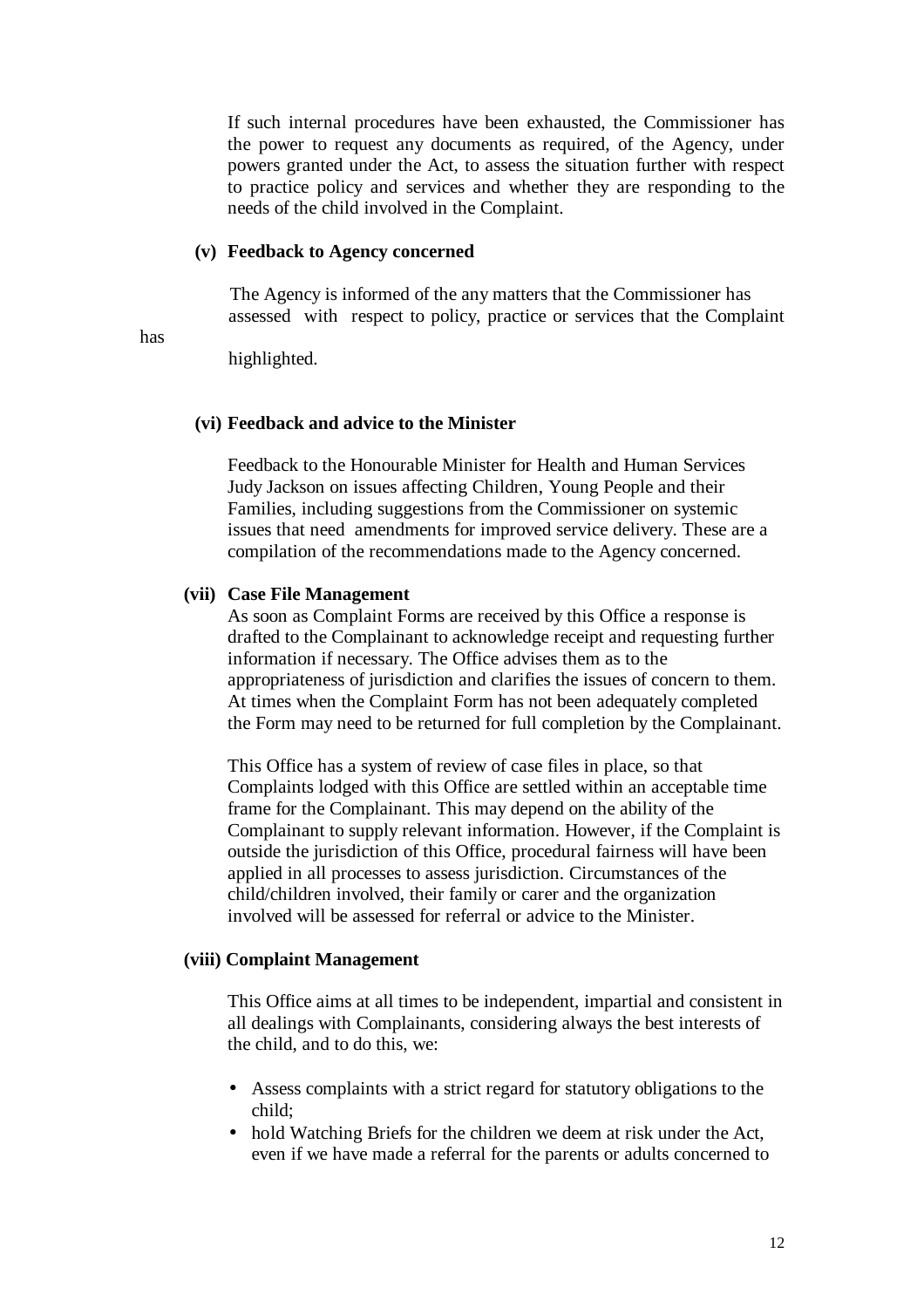If such internal procedures have been exhausted, the Commissioner has the power to request any documents as required, of the Agency, under powers granted under the Act, to assess the situation further with respect to practice policy and services and whether they are responding to the needs of the child involved in the Complaint.

**(v) Feedback to Agency concerned**

The Agency is informed of the any matters that the Commissioner has assessed with respect to policy, practice or services that the Complaint has highlighted.

**(vi) Feedback and advice to the Minister**

Feedback to the Honourable Minister for Health and Human Services Judy Jackson on issues affecting Children, Young People and their Families, including suggestions from the Commissioner on systemic issues that need amendments for improved service delivery. These are a compilation of the recommendations made to the Agency concerned.

**(vii) Case File Management**

As soon as Complaint Forms are received by this Office a response is drafted to the Complainant to acknowledge receipt and requesting further information if necessary. The Office advises them as to the appropriateness of jurisdiction and clarifies the issues of concern to them. At times when the Complaint Form has not been adequately completed the Form may need to be returned for full completion by the Complainant.

This Office has a system of review of case files in place, so that Complaints lodged with this Office are settled within an acceptable time frame for the Complainant. This may depend on the ability of the Complainant to supply relevant information. However, if the Complaint is outside the jurisdiction of this Office, procedural fairness will have been applied in all processes to assess jurisdiction. Circumstances of the child/children involved, their family or carer and the organization involved will be assessed for referral or advice to the Minister.

**(viii) Complaint Management**

This Office aims at all times to be independent, impartial and consistent in all dealings with Complainants, considering always the best interests of the child, and to do this, we:

- Assess complaints with a strict regard for statutory obligations to the child;
- hold Watching Briefs for the children we deem at risk under the Act, even if we have made a referral for the parents or adults concerned to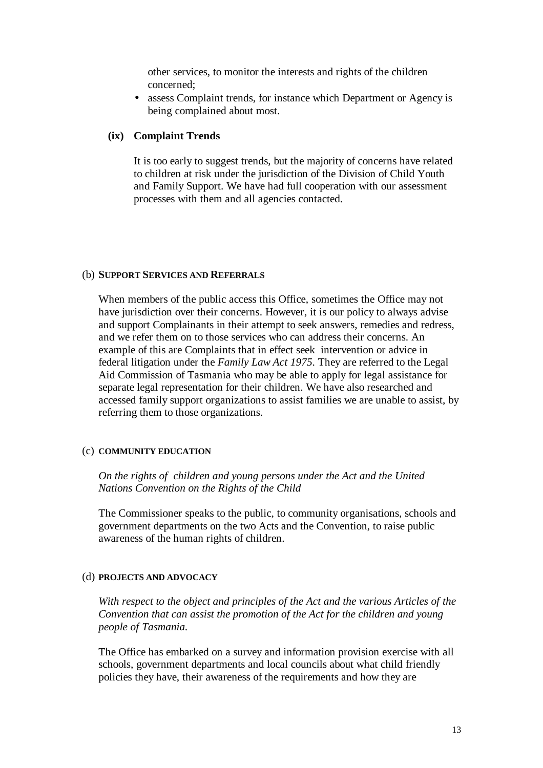other services, to monitor the interests and rights of the children concerned;

- assess Complaint trends, for instance which Department or Agency is being complained about most.

**(ix) Complaint Trends**

It is too early to suggest trends, but the majority of concerns have related to children at risk under the jurisdiction of the Division of Child Youth and Family Support. We have had full cooperation with our assessment processes with them and all agencies contacted.

### (b) SUPPORT SERVICES AND REFERRALS

When members of the public access this Office, sometimes the Office may not have jurisdiction over their concerns. However, it is our policy to always advise and support Complainants in their attempt to seek answers, remedies and redress, and we refer them on to those services who can address their concerns. An example of this are Complaints that in effect seek intervention or advice in federal litigation under the *Family Law Act 1975*. They are referred to the Legal Aid Commission of Tasmania who may be able to apply for legal assistance for separate legal representation for their children. We have also researched and accessed family support organizations to assist families we are unable to assist, by referring them to those organizations.

### (c) COMMUNITY EDUCATION

*On the rights of children and young persons under the Act and the United Nations Convention on the Rights of the Child*

The Commissioner speaks to the public, to community organisations, schools and government departments on the two Acts and the Convention, to raise public awareness of the human rights of children.

### (d) PROJECTS AND ADVOCACY

*With respect to the object and principles of the Act and the various Articles of the Convention that can assist the promotion of the Act for the children and young people of Tasmania.*

The Office has embarked on a survey and information provision exercise with all schools, government departments and local councils about what child friendly policies they have, their awareness of the requirements and how they are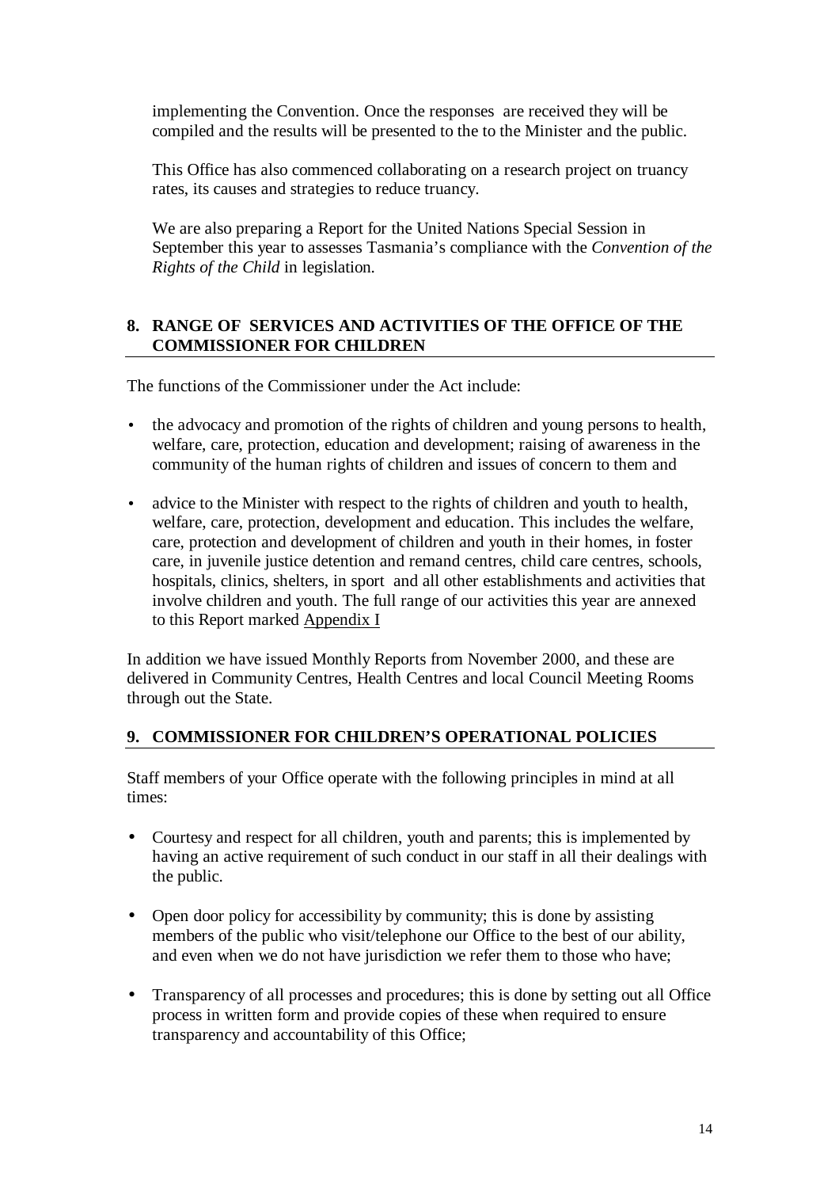implementing the Convention. Once the responses are received they will be compiled and the results will be presented to the to the Minister and the public.

This Office has also commenced collaborating on a research project on truancy rates, its causes and strategies to reduce truancy.

We are also preparing a Report for the United Nations Special Session in September this year to assesses Tasmania's compliance with the *Convention of the Rights of the Child* in legislation.

## 8. RANGE OF SERVICES AND ACTIVITIES OF THE OFFICE OF THE COMMISSIONER FOR CHILDREN

The functions of the Commissioner under the Act include:

- the advocacy and promotion of the rights of children and young persons to health, welfare, care, protection, education and development; raising of awareness in the community of the human rights of children and issues of concern to them and
- advice to the Minister with respect to the rights of children and youth to health, welfare, care, protection, development and education. This includes the welfare, care, protection and development of children and youth in their homes, in foster care, in juvenile justice detention and remand centres, child care centres, schools, hospitals, clinics, shelters, in sport and all other establishments and activities that involve children and youth. The full range of our activities this year are annexed to this Report marked Appendix I

In addition we have issued Monthly Reports from November 2000, and these are delivered in Community Centres, Health Centres and local Council Meeting Rooms through out the State.

## 9. COMMISSIONER FOR CHILDREN'S OPERATIONAL POLICIES

Staff members of your Office operate with the following principles in mind at all times:

- Courtesy and respect for all children, youth and parents; this is implemented by having an active requirement of such conduct in our staff in all their dealings with the public.
- Open door policy for accessibility by community; this is done by assisting members of the public who visit/telephone our Office to the best of our ability, and even when we do not have jurisdiction we refer them to those who have;
- Transparency of all processes and procedures; this is done by setting out all Office process in written form and provide copies of these when required to ensure transparency and accountability of this Office;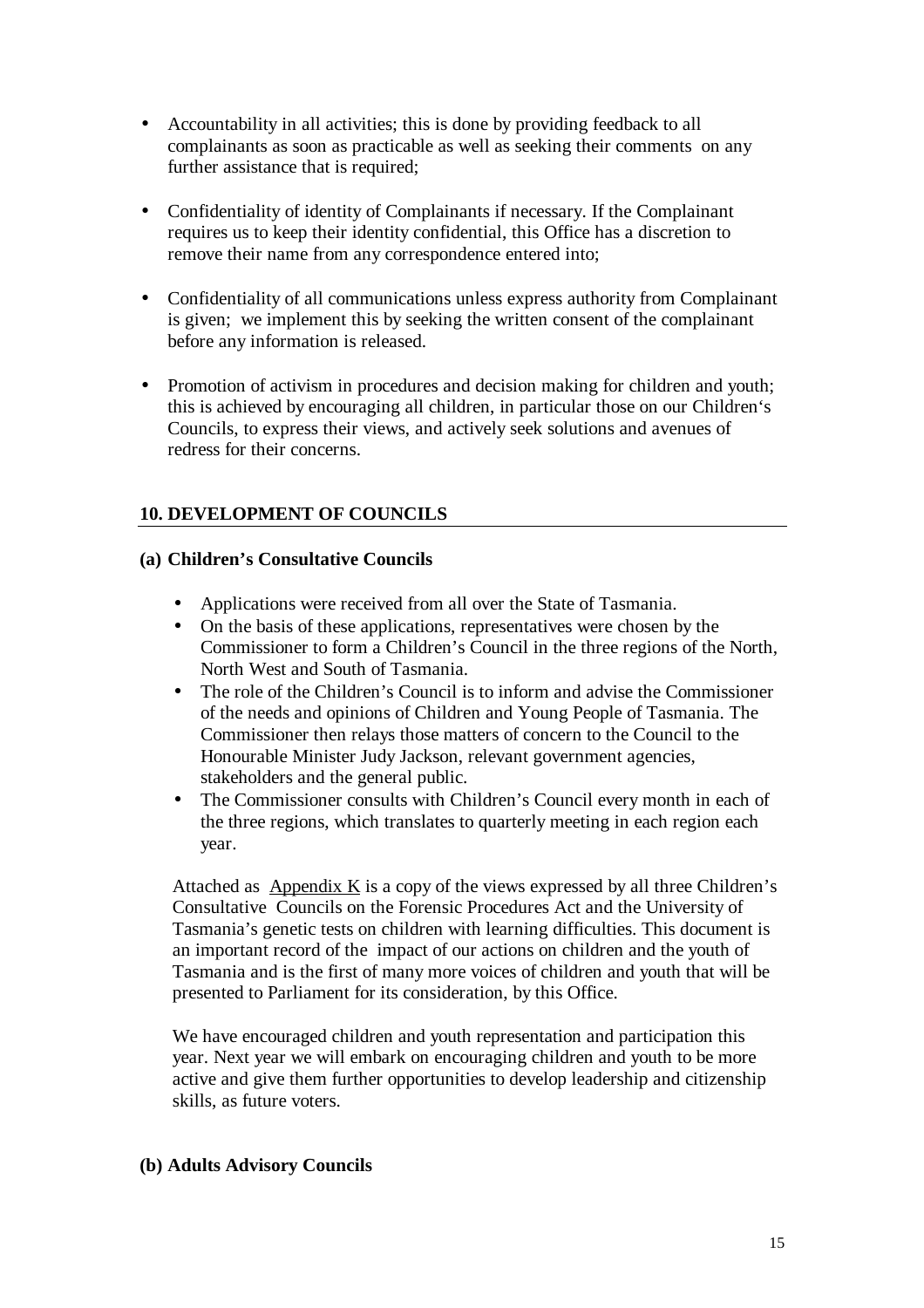- Accountability in all activities; this is done by providing feedback to all complainants as soon as practicable as well as seeking their comments on any further assistance that is required;

- Confidentiality of identity of Complainants if necessary. If the Complainant requires us to keep their identity confidential, this Office has a discretion to remove their name from any correspondence entered into;

- Confidentiality of all communications unless express authority from Complainant is given; we implement this by seeking the written consent of the complainant before any information is released.

- Promotion of activism in procedures and decision making for children and youth; this is achieved by encouraging all children, in particular those on our Children's Councils, to express their views, and actively seek solutions and avenues of redress for their concerns.

## 10. DEVELOPMENT OF COUNCILS

### (a) Children's Consultative Councils

- Applications were received from all over the State of Tasmania.
- On the basis of these applications, representatives were chosen by the Commissioner to form a Children's Council in the three regions of the North, North West and South of Tasmania.
- The role of the Children's Council is to inform and advise the Commissioner of the needs and opinions of Children and Young People of Tasmania. The Commissioner then relays those matters of concern to the Council to the Honourable Minister Judy Jackson, relevant government agencies, stakeholders and the general public.
- The Commissioner consults with Children's Council every month in each of the three regions, which translates to quarterly meeting in each region each year.

Attached as Appendix K is a copy of the views expressed by all three Children's Consultative Councils on the Forensic Procedures Act and the University of Tasmania's genetic tests on children with learning difficulties. This document is an important record of the impact of our actions on children and the youth of Tasmania and is the first of many more voices of children and youth that will be presented to Parliament for its consideration, by this Office.

We have encouraged children and youth representation and participation this year. Next year we will embark on encouraging children and youth to be more active and give them further opportunities to develop leadership and citizenship skills, as future voters.

### (b) Adults Advisory Councils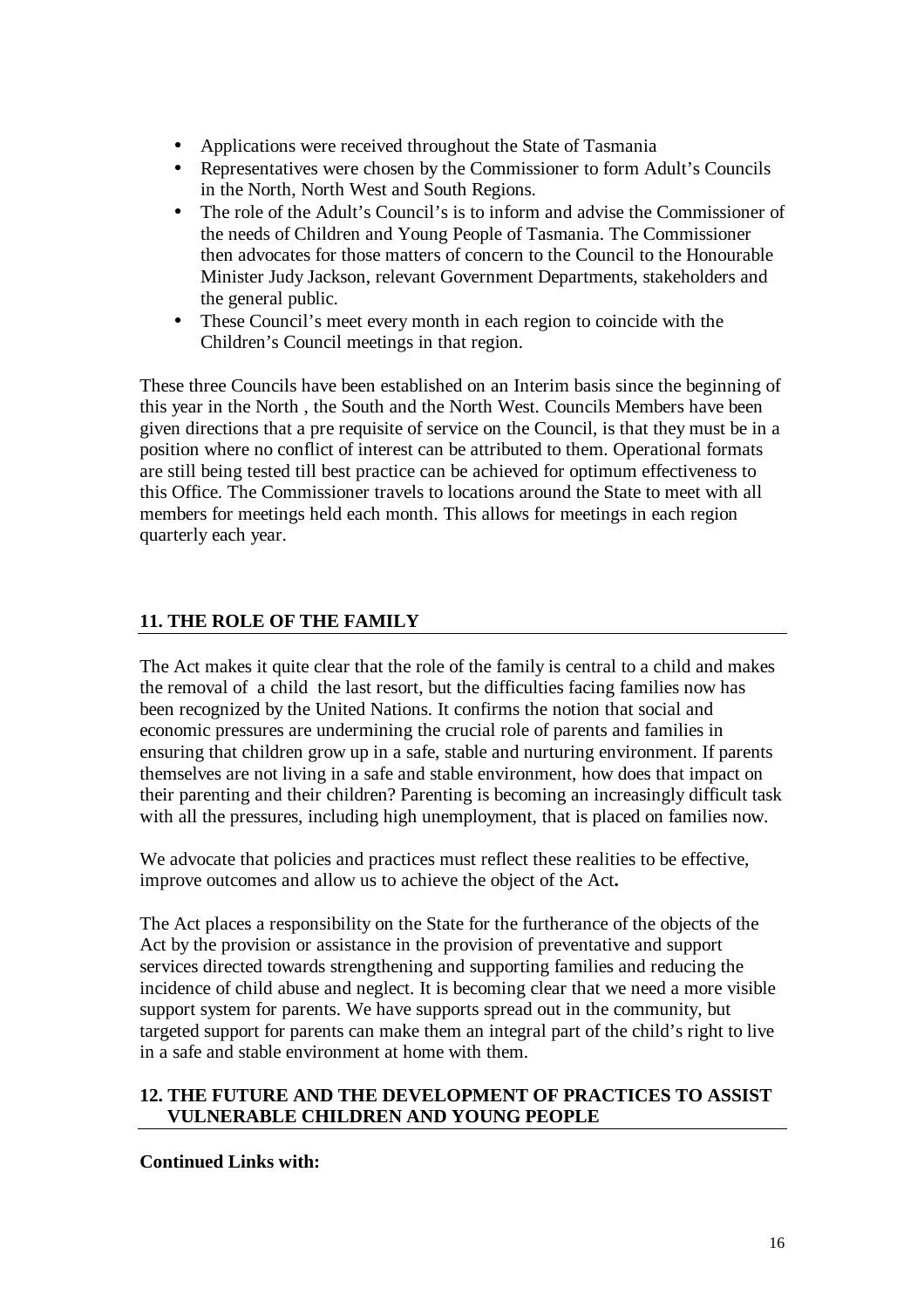- Applications were received throughout the State of Tasmania
- Representatives were chosen by the Commissioner to form Adult's Councils in the North, North West and South Regions.
- The role of the Adult's Council's is to inform and advise the Commissioner of the needs of Children and Young People of Tasmania. The Commissioner then advocates for those matters of concern to the Council to the Honourable Minister Judy Jackson, relevant Government Departments, stakeholders and the general public.
- These Council's meet every month in each region to coincide with the Children's Council meetings in that region.

These three Councils have been established on an Interim basis since the beginning of this year in the North , the South and the North West. Councils Members have been given directions that a pre requisite of service on the Council, is that they must be in a position where no conflict of interest can be attributed to them. Operational formats are still being tested till best practice can be achieved for optimum effectiveness to this Office. The Commissioner travels to locations around the State to meet with all members for meetings held each month. This allows for meetings in each region quarterly each year.

## 11. THE ROLE OF THE FAMILY

The Act makes it quite clear that the role of the family is central to a child and makes the removal of a child the last resort, but the difficulties facing families now has been recognized by the United Nations. It confirms the notion that social and economic pressures are undermining the crucial role of parents and families in ensuring that children grow up in a safe, stable and nurturing environment. If parents themselves are not living in a safe and stable environment, how does that impact on their parenting and their children? Parenting is becoming an increasingly difficult task with all the pressures, including high unemployment, that is placed on families now.

We advocate that policies and practices must reflect these realities to be effective, improve outcomes and allow us to achieve the object of the Act**.**

The Act places a responsibility on the State for the furtherance of the objects of the Act by the provision or assistance in the provision of preventative and support services directed towards strengthening and supporting families and reducing the incidence of child abuse and neglect. It is becoming clear that we need a more visible support system for parents. We have supports spread out in the community, but targeted support for parents can make them an integral part of the child's right to live in a safe and stable environment at home with them.

## 12. THE FUTURE AND THE DEVELOPMENT OF PRACTICES TO ASSIST VULNERABLE CHILDREN AND YOUNG PEOPLE

**Continued Links with:**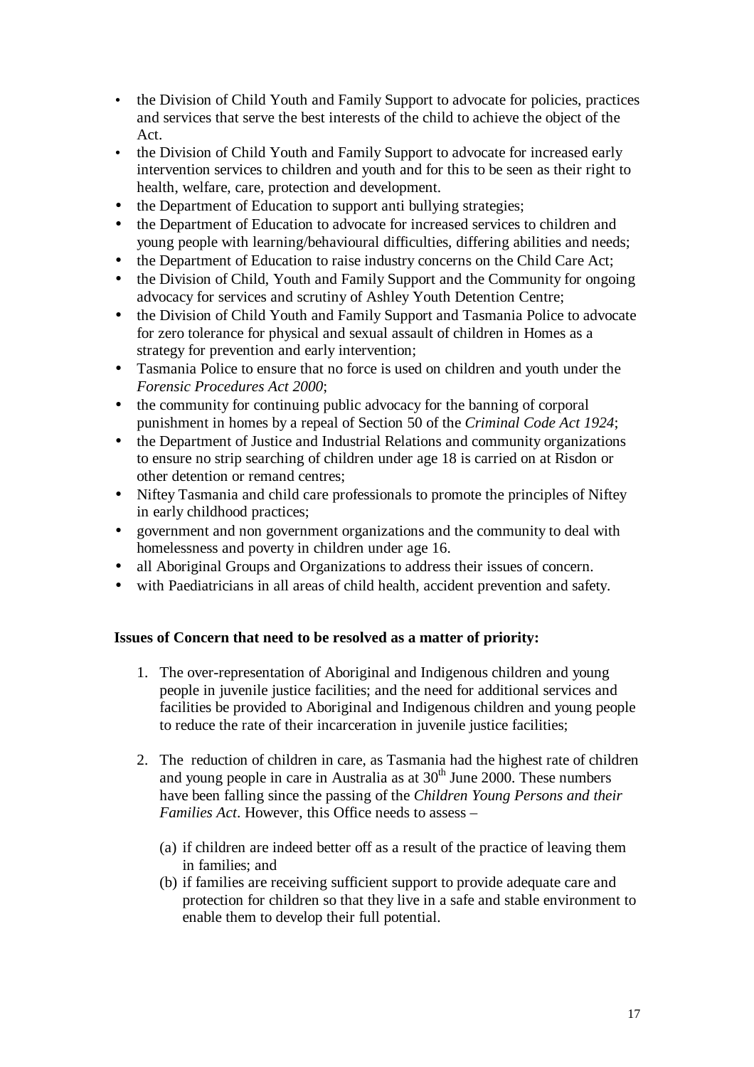- the Division of Child Youth and Family Support to advocate for policies, practices and services that serve the best interests of the child to achieve the object of the Act.
- the Division of Child Youth and Family Support to advocate for increased early intervention services to children and youth and for this to be seen as their right to health, welfare, care, protection and development.
- the Department of Education to support anti bullying strategies;
- the Department of Education to advocate for increased services to children and young people with learning/behavioural difficulties, differing abilities and needs;
- the Department of Education to raise industry concerns on the Child Care Act;
- the Division of Child, Youth and Family Support and the Community for ongoing advocacy for services and scrutiny of Ashley Youth Detention Centre;
- the Division of Child Youth and Family Support and Tasmania Police to advocate for zero tolerance for physical and sexual assault of children in Homes as a strategy for prevention and early intervention;
- Tasmania Police to ensure that no force is used on children and youth under the *Forensic Procedures Act 2000*;
- the community for continuing public advocacy for the banning of corporal punishment in homes by a repeal of Section 50 of the *Criminal Code Act 1924*;
- the Department of Justice and Industrial Relations and community organizations to ensure no strip searching of children under age 18 is carried on at Risdon or other detention or remand centres;
- Niftey Tasmania and child care professionals to promote the principles of Niftey in early childhood practices;
- government and non government organizations and the community to deal with homelessness and poverty in children under age 16.
- all Aboriginal Groups and Organizations to address their issues of concern.
- with Paediatricians in all areas of child health, accident prevention and safety.

**Issues of Concern that need to be resolved as a matter of priority:**

1. The over-representation of Aboriginal and Indigenous children and young people in juvenile justice facilities; and the need for additional services and facilities be provided to Aboriginal and Indigenous children and young people to reduce the rate of their incarceration in juvenile justice facilities;

2. The reduction of children in care, as Tasmania had the highest rate of children and young people in care in Australia as at 30th June 2000. These numbers have been falling since the passing of the *Children Young Persons and their Families Act*. However, this Office needs to assess –

   (a) if children are indeed better off as a result of the practice of leaving them in families; and
   (b) if families are receiving sufficient support to provide adequate care and protection for children so that they live in a safe and stable environment to enable them to develop their full potential.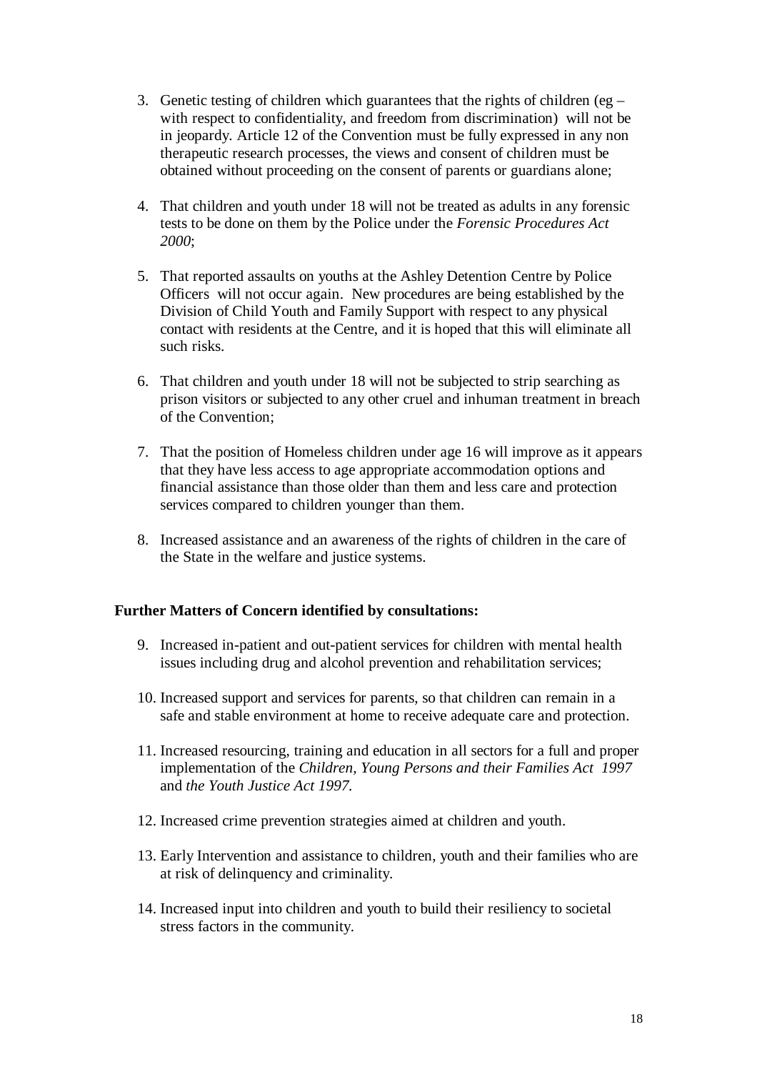3. Genetic testing of children which guarantees that the rights of children (eg – with respect to confidentiality, and freedom from discrimination) will not be in jeopardy. Article 12 of the Convention must be fully expressed in any non therapeutic research processes, the views and consent of children must be obtained without proceeding on the consent of parents or guardians alone;

4. That children and youth under 18 will not be treated as adults in any forensic tests to be done on them by the Police under the *Forensic Procedures Act 2000*;

5. That reported assaults on youths at the Ashley Detention Centre by Police Officers will not occur again. New procedures are being established by the Division of Child Youth and Family Support with respect to any physical contact with residents at the Centre, and it is hoped that this will eliminate all such risks.

6. That children and youth under 18 will not be subjected to strip searching as prison visitors or subjected to any other cruel and inhuman treatment in breach of the Convention;

7. That the position of Homeless children under age 16 will improve as it appears that they have less access to age appropriate accommodation options and financial assistance than those older than them and less care and protection services compared to children younger than them.

8. Increased assistance and an awareness of the rights of children in the care of the State in the welfare and justice systems.

**Further Matters of Concern identified by consultations:**

9. Increased in-patient and out-patient services for children with mental health issues including drug and alcohol prevention and rehabilitation services;

10. Increased support and services for parents, so that children can remain in a safe and stable environment at home to receive adequate care and protection.

11. Increased resourcing, training and education in all sectors for a full and proper implementation of the *Children, Young Persons and their Families Act 1997* and *the Youth Justice Act 1997.*

12. Increased crime prevention strategies aimed at children and youth.

13. Early Intervention and assistance to children, youth and their families who are at risk of delinquency and criminality.

14. Increased input into children and youth to build their resiliency to societal stress factors in the community.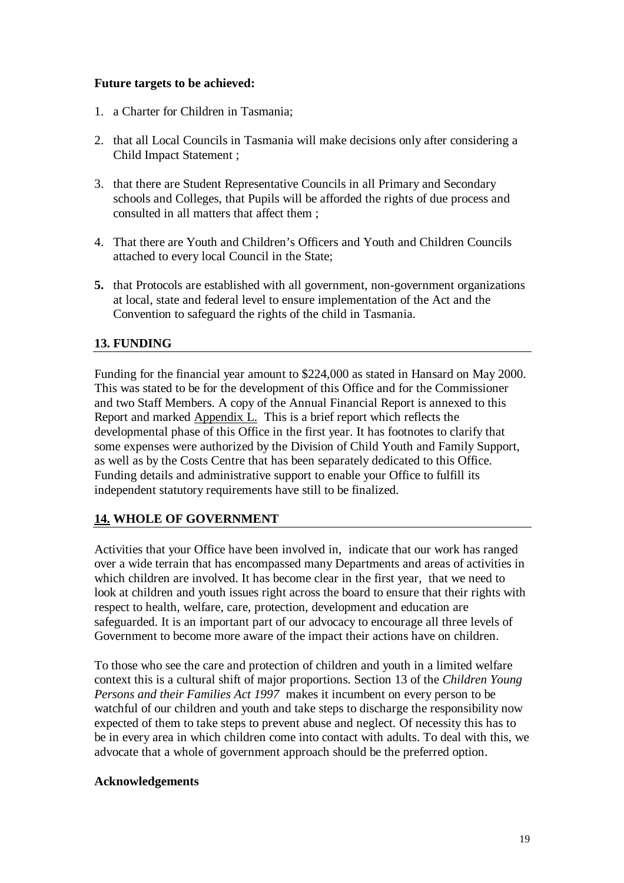**Future targets to be achieved:**

1. a Charter for Children in Tasmania;

2. that all Local Councils in Tasmania will make decisions only after considering a Child Impact Statement ;

3. that there are Student Representative Councils in all Primary and Secondary schools and Colleges, that Pupils will be afforded the rights of due process and consulted in all matters that affect them ;

4. That there are Youth and Children's Officers and Youth and Children Councils attached to every local Council in the State;

5. that Protocols are established with all government, non-government organizations at local, state and federal level to ensure implementation of the Act and the Convention to safeguard the rights of the child in Tasmania.

## 13. FUNDING

Funding for the financial year amount to $224,000 as stated in Hansard on May 2000. This was stated to be for the development of this Office and for the Commissioner and two Staff Members. A copy of the Annual Financial Report is annexed to this Report and marked Appendix L. This is a brief report which reflects the developmental phase of this Office in the first year. It has footnotes to clarify that some expenses were authorized by the Division of Child Youth and Family Support, as well as by the Costs Centre that has been separately dedicated to this Office. Funding details and administrative support to enable your Office to fulfill its independent statutory requirements have still to be finalized.

## 14. WHOLE OF GOVERNMENT

Activities that your Office have been involved in, indicate that our work has ranged over a wide terrain that has encompassed many Departments and areas of activities in which children are involved. It has become clear in the first year, that we need to look at children and youth issues right across the board to ensure that their rights with respect to health, welfare, care, protection, development and education are safeguarded. It is an important part of our advocacy to encourage all three levels of Government to become more aware of the impact their actions have on children.

To those who see the care and protection of children and youth in a limited welfare context this is a cultural shift of major proportions. Section 13 of the *Children Young Persons and their Families Act 1997* makes it incumbent on every person to be watchful of our children and youth and take steps to discharge the responsibility now expected of them to take steps to prevent abuse and neglect. Of necessity this has to be in every area in which children come into contact with adults. To deal with this, we advocate that a whole of government approach should be the preferred option.

**Acknowledgements**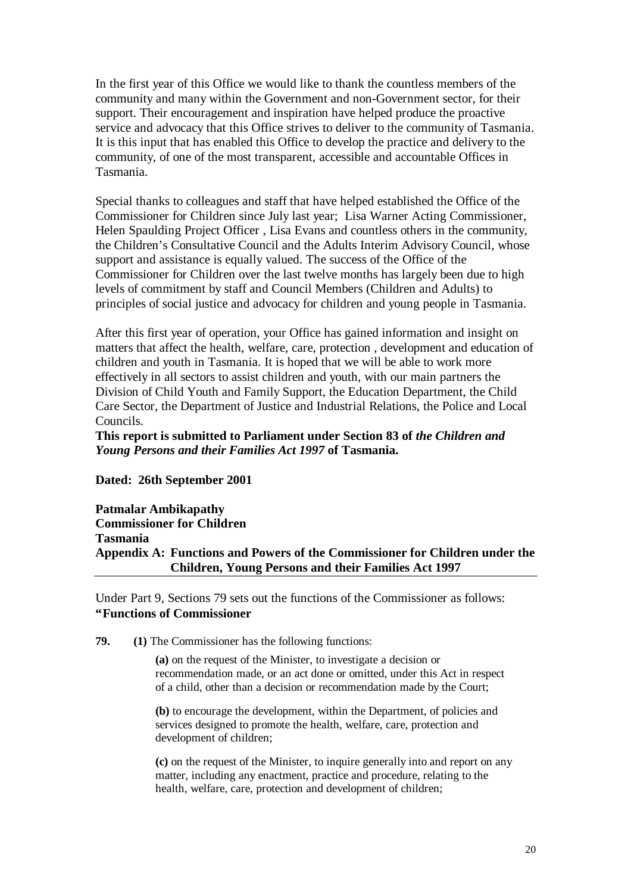In the first year of this Office we would like to thank the countless members of the community and many within the Government and non-Government sector, for their support. Their encouragement and inspiration have helped produce the proactive service and advocacy that this Office strives to deliver to the community of Tasmania. It is this input that has enabled this Office to develop the practice and delivery to the community, of one of the most transparent, accessible and accountable Offices in Tasmania.

Special thanks to colleagues and staff that have helped established the Office of the Commissioner for Children since July last year; Lisa Warner Acting Commissioner, Helen Spaulding Project Officer , Lisa Evans and countless others in the community, the Children's Consultative Council and the Adults Interim Advisory Council, whose support and assistance is equally valued. The success of the Office of the Commissioner for Children over the last twelve months has largely been due to high levels of commitment by staff and Council Members (Children and Adults) to principles of social justice and advocacy for children and young people in Tasmania.

After this first year of operation, your Office has gained information and insight on matters that affect the health, welfare, care, protection , development and education of children and youth in Tasmania. It is hoped that we will be able to work more effectively in all sectors to assist children and youth, with our main partners the Division of Child Youth and Family Support, the Education Department, the Child Care Sector, the Department of Justice and Industrial Relations, the Police and Local Councils.

**This report is submitted to Parliament under Section 83 of *the Children and Young Persons and their Families Act 1997* of Tasmania.**

**Dated: 26th September 2001**

**Patmalar Ambikapathy**
**Commissioner for Children**
**Tasmania**

## Appendix A: Functions and Powers of the Commissioner for Children under the Children, Young Persons and their Families Act 1997

Under Part 9, Sections 79 sets out the functions of the Commissioner as follows:

**"Functions of Commissioner**

**79. (1)** The Commissioner has the following functions:

**(a)** on the request of the Minister, to investigate a decision or recommendation made, or an act done or omitted, under this Act in respect of a child, other than a decision or recommendation made by the Court;

**(b)** to encourage the development, within the Department, of policies and services designed to promote the health, welfare, care, protection and development of children;

**(c)** on the request of the Minister, to inquire generally into and report on any matter, including any enactment, practice and procedure, relating to the health, welfare, care, protection and development of children;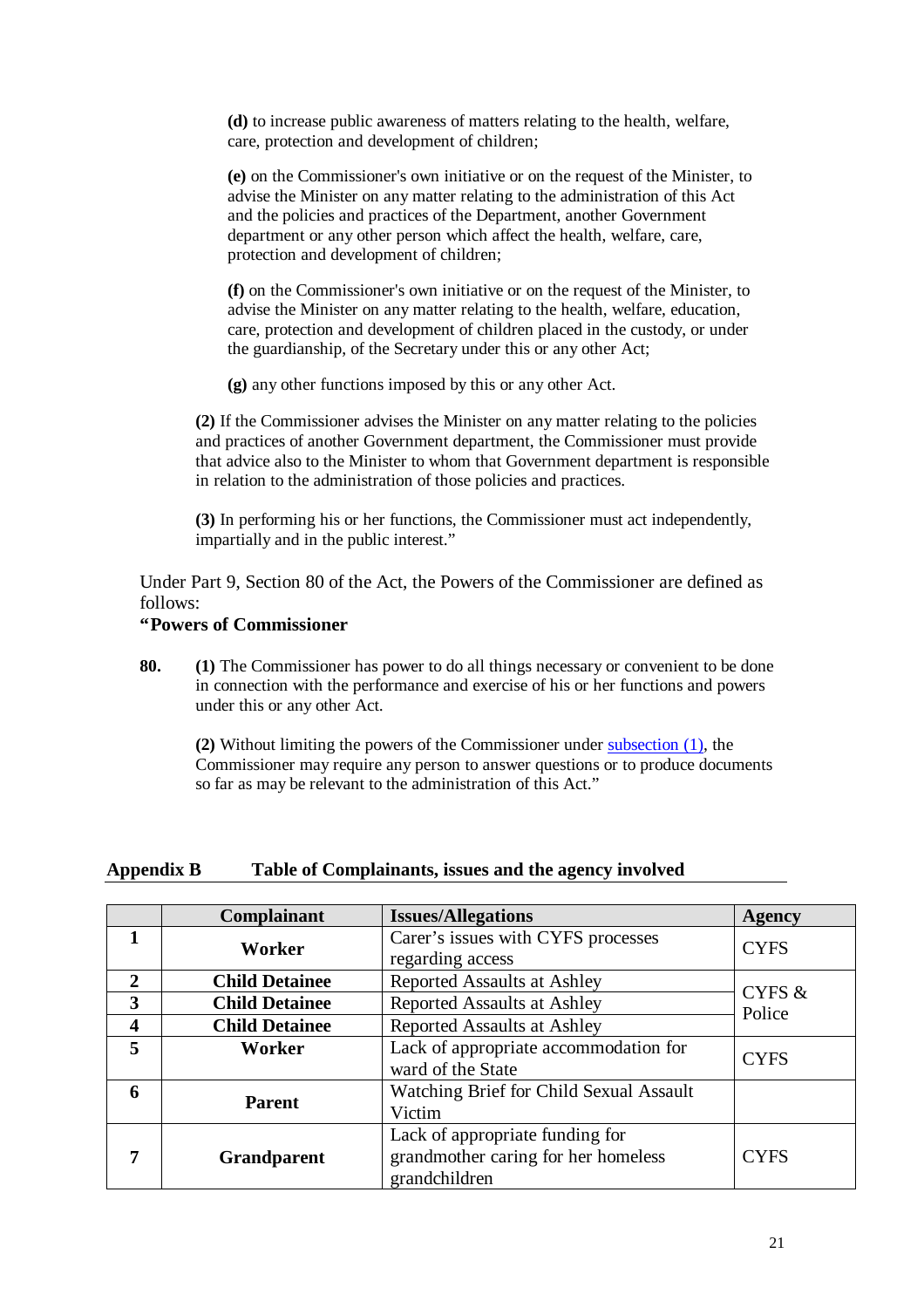**(d)** to increase public awareness of matters relating to the health, welfare, care, protection and development of children;

**(e)** on the Commissioner's own initiative or on the request of the Minister, to advise the Minister on any matter relating to the administration of this Act and the policies and practices of the Department, another Government department or any other person which affect the health, welfare, care, protection and development of children;

**(f)** on the Commissioner's own initiative or on the request of the Minister, to advise the Minister on any matter relating to the health, welfare, education, care, protection and development of children placed in the custody, or under the guardianship, of the Secretary under this or any other Act;

**(g)** any other functions imposed by this or any other Act.

**(2)** If the Commissioner advises the Minister on any matter relating to the policies and practices of another Government department, the Commissioner must provide that advice also to the Minister to whom that Government department is responsible in relation to the administration of those policies and practices.

**(3)** In performing his or her functions, the Commissioner must act independently, impartially and in the public interest."

Under Part 9, Section 80 of the Act, the Powers of the Commissioner are defined as follows:

**"Powers of Commissioner**

**80.** **(1)** The Commissioner has power to do all things necessary or convenient to be done in connection with the performance and exercise of his or her functions and powers under this or any other Act.

**(2)** Without limiting the powers of the Commissioner under subsection (1), the Commissioner may require any person to answer questions or to produce documents so far as may be relevant to the administration of this Act."

## Appendix B Table of Complainants, issues and the agency involved

| | Complainant | Issues/Allegations | Agency |
|---|---|---|---|
| **1** | **Worker** | Carer's issues with CYFS processes regarding access | CYFS |
| **2** | **Child Detainee** | Reported Assaults at Ashley | CYFS & Police |
| **3** | **Child Detainee** | Reported Assaults at Ashley | |
| **4** | **Child Detainee** | Reported Assaults at Ashley | |
| **5** | **Worker** | Lack of appropriate accommodation for ward of the State | CYFS |
| **6** | **Parent** | Watching Brief for Child Sexual Assault Victim | |
| **7** | **Grandparent** | Lack of appropriate funding for grandmother caring for her homeless grandchildren | CYFS |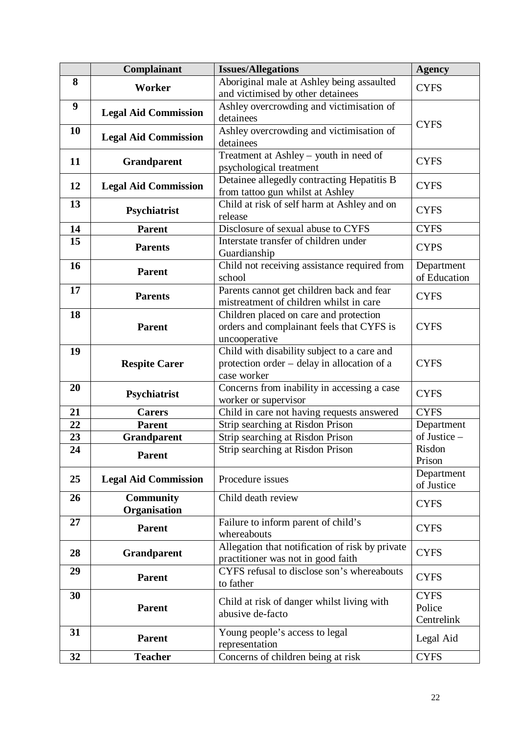| | Complainant | Issues/Allegations | Agency |
|---|---|---|---|
| 8 | **Worker** | Aboriginal male at Ashley being assaulted and victimised by other detainees | CYFS |
| 9 | **Legal Aid Commission** | Ashley overcrowding and victimisation of detainees | CYFS |
| 10 | **Legal Aid Commission** | Ashley overcrowding and victimisation of detainees | |
| 11 | **Grandparent** | Treatment at Ashley – youth in need of psychological treatment | CYFS |
| 12 | **Legal Aid Commission** | Detainee allegedly contracting Hepatitis B from tattoo gun whilst at Ashley | CYFS |
| 13 | **Psychiatrist** | Child at risk of self harm at Ashley and on release | CYFS |
| 14 | **Parent** | Disclosure of sexual abuse to CYFS | CYFS |
| 15 | **Parents** | Interstate transfer of children under Guardianship | CYPS |
| 16 | **Parent** | Child not receiving assistance required from school | Department of Education |
| 17 | **Parents** | Parents cannot get children back and fear mistreatment of children whilst in care | CYFS |
| 18 | **Parent** | Children placed on care and protection orders and complainant feels that CYFS is uncooperative | CYFS |
| 19 | **Respite Carer** | Child with disability subject to a care and protection order – delay in allocation of a case worker | CYFS |
| 20 | **Psychiatrist** | Concerns from inability in accessing a case worker or supervisor | CYFS |
| 21 | **Carers** | Child in care not having requests answered | CYFS |
| 22 | **Parent** | Strip searching at Risdon Prison | Department of Justice – Risdon Prison |
| 23 | **Grandparent** | Strip searching at Risdon Prison | |
| 24 | **Parent** | Strip searching at Risdon Prison | |
| 25 | **Legal Aid Commission** | Procedure issues | Department of Justice |
| 26 | **Community Organisation** | Child death review | CYFS |
| 27 | **Parent** | Failure to inform parent of child's whereabouts | CYFS |
| 28 | **Grandparent** | Allegation that notification of risk by private practitioner was not in good faith | CYFS |
| 29 | **Parent** | CYFS refusal to disclose son's whereabouts to father | CYFS |
| 30 | **Parent** | Child at risk of danger whilst living with abusive de-facto | CYFS Police Centrelink |
| 31 | **Parent** | Young people's access to legal representation | Legal Aid |
| 32 | **Teacher** | Concerns of children being at risk | CYFS |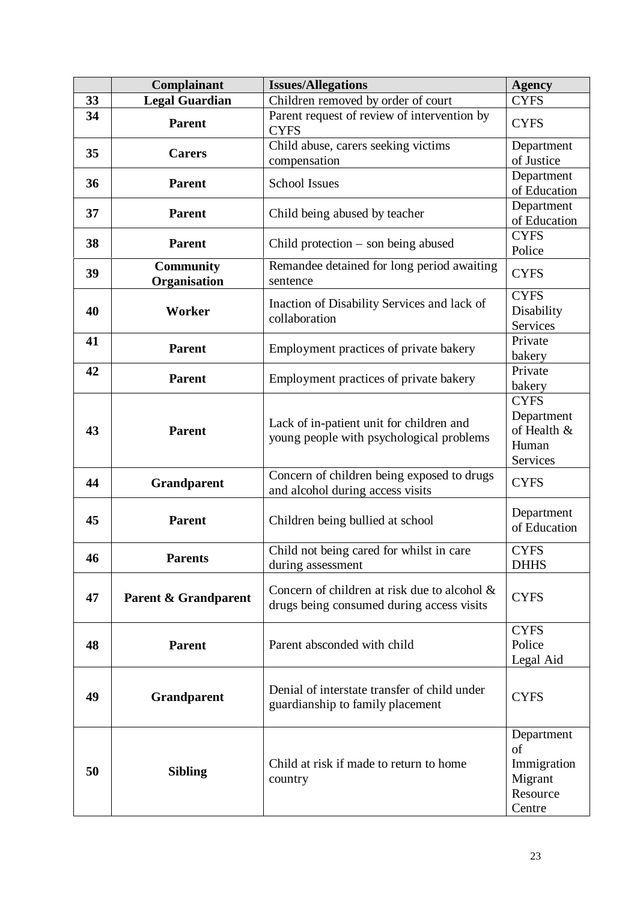| | Complainant | Issues/Allegations | Agency |
|---|---|---|---|
| **33** | **Legal Guardian** | Children removed by order of court | CYFS |
| **34** | **Parent** | Parent request of review of intervention by CYFS | CYFS |
| **35** | **Carers** | Child abuse, carers seeking victims compensation | Department of Justice |
| **36** | **Parent** | School Issues | Department of Education |
| **37** | **Parent** | Child being abused by teacher | Department of Education |
| **38** | **Parent** | Child protection – son being abused | CYFS Police |
| **39** | **Community Organisation** | Remandee detained for long period awaiting sentence | CYFS |
| **40** | **Worker** | Inaction of Disability Services and lack of collaboration | CYFS Disability Services |
| **41** | **Parent** | Employment practices of private bakery | Private bakery |
| **42** | **Parent** | Employment practices of private bakery | Private bakery |
| **43** | **Parent** | Lack of in-patient unit for children and young people with psychological problems | CYFS Department of Health & Human Services |
| **44** | **Grandparent** | Concern of children being exposed to drugs and alcohol during access visits | CYFS |
| **45** | **Parent** | Children being bullied at school | Department of Education |
| **46** | **Parents** | Child not being cared for whilst in care during assessment | CYFS DHHS |
| **47** | **Parent & Grandparent** | Concern of children at risk due to alcohol & drugs being consumed during access visits | CYFS |
| **48** | **Parent** | Parent absconded with child | CYFS Police Legal Aid |
| **49** | **Grandparent** | Denial of interstate transfer of child under guardianship to family placement | CYFS |
| **50** | **Sibling** | Child at risk if made to return to home country | Department of Immigration Migrant Resource Centre |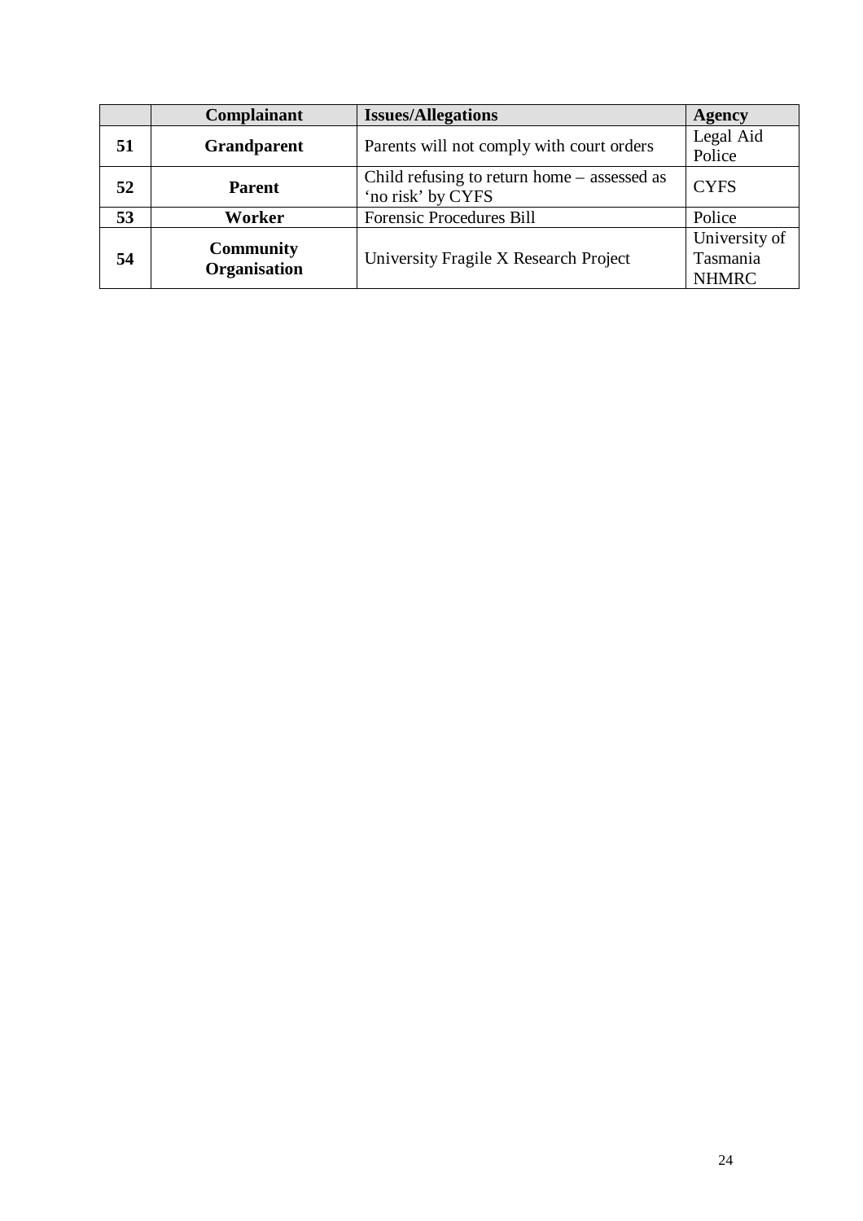| | Complainant | Issues/Allegations | Agency |
|---|---|---|---|
| **51** | **Grandparent** | Parents will not comply with court orders | Legal Aid Police |
| **52** | **Parent** | Child refusing to return home – assessed as 'no risk' by CYFS | CYFS |
| **53** | **Worker** | Forensic Procedures Bill | Police |
| **54** | **Community Organisation** | University Fragile X Research Project | University of Tasmania NHMRC |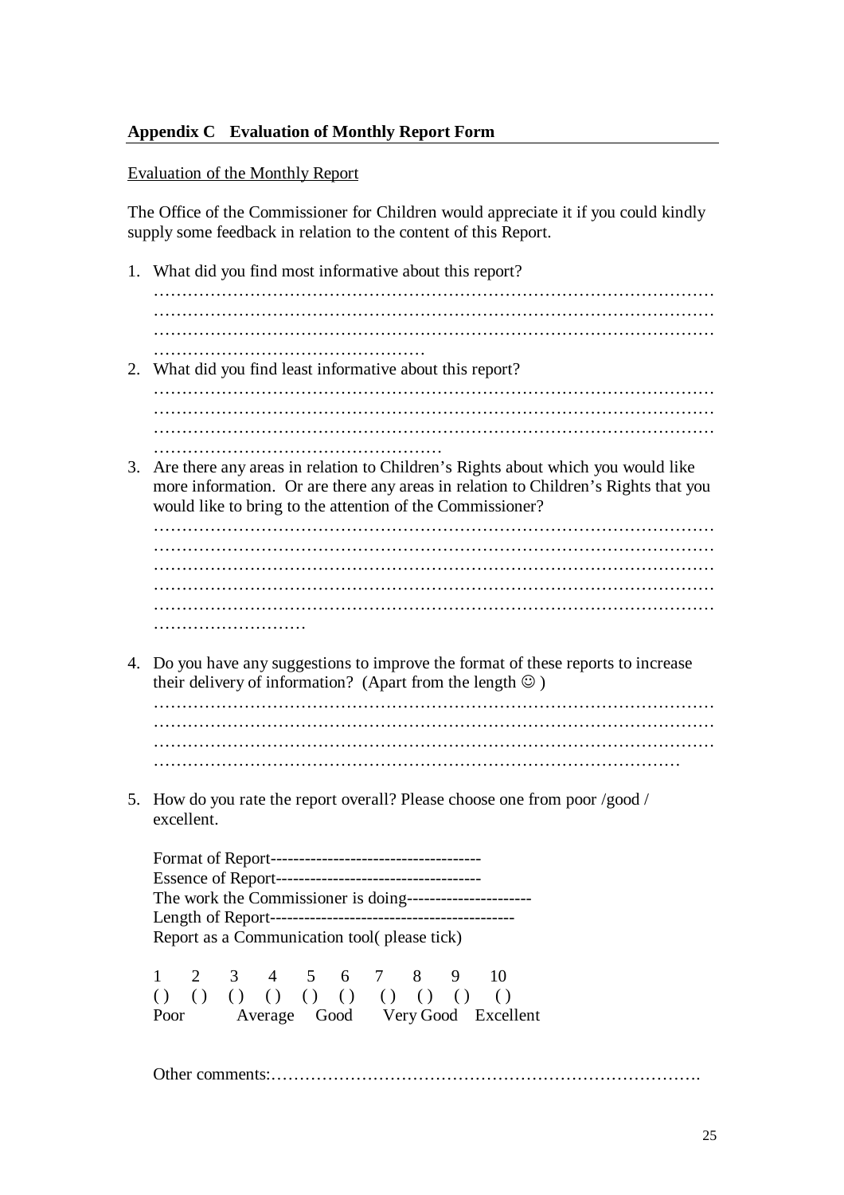## Appendix C Evaluation of Monthly Report Form

<u>Evaluation of the Monthly Report</u>

The Office of the Commissioner for Children would appreciate it if you could kindly supply some feedback in relation to the content of this Report.

1. What did you find most informative about this report?
…………………………………………………………………………………………
…………………………………………………………………………………………
…………………………………………………………………………………………
…………………………………………
2. What did you find least informative about this report?
…………………………………………………………………………………………
…………………………………………………………………………………………
…………………………………………………………………………………………
……………………………………………
3. Are there any areas in relation to Children's Rights about which you would like more information. Or are there any areas in relation to Children's Rights that you would like to bring to the attention of the Commissioner?
…………………………………………………………………………………………
…………………………………………………………………………………………
…………………………………………………………………………………………
…………………………………………………………………………………………
…………………………………………………………………………………………
………………………

4. Do you have any suggestions to improve the format of these reports to increase their delivery of information? (Apart from the length ☺ )
…………………………………………………………………………………………
…………………………………………………………………………………………
…………………………………………………………………………………………
……………………………………………………………………………………

5. How do you rate the report overall? Please choose one from poor /good / excellent.

   Format of Report------------------------------------
   Essence of Report-----------------------------------
   The work the Commissioner is doing---------------------
   Length of Report------------------------------------------
   Report as a Communication tool( please tick)

   | 1 | 2 | 3 | 4 | 5 | 6 | 7 | 8 | 9 | 10 |
   |---|---|---|---|---|---|---|---|---|---|
   | ( ) | ( ) | ( ) | ( ) | ( ) | ( ) | ( ) | ( ) | ( ) | ( ) |
   | Poor | | Average | | Good | | Very Good | | | Excellent |

   Other comments:…………………………………………………………………….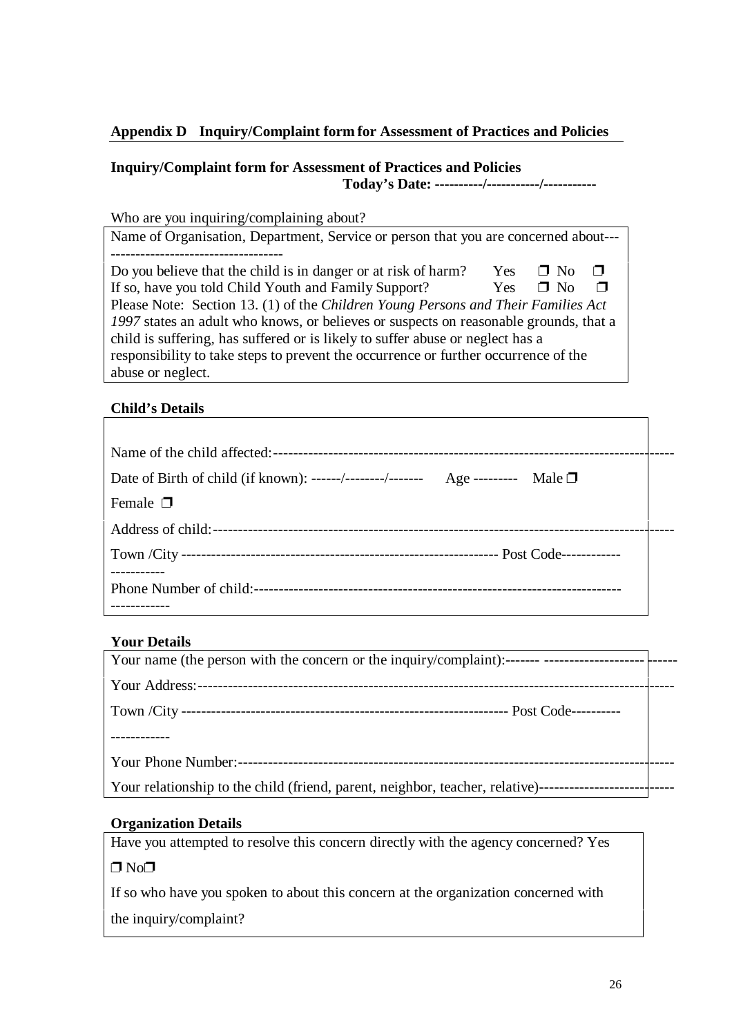## Appendix D Inquiry/Complaint form for Assessment of Practices and Policies

**Inquiry/Complaint form for Assessment of Practices and Policies**

**Today's Date: ----------/-----------/-----------**

Who are you inquiring/complaining about?

Name of Organisation, Department, Service or person that you are concerned about---
-----------------------------------

Do you believe that the child is in danger or at risk of harm? Yes ❒ No ❒

If so, have you told Child Youth and Family Support? Yes ❒ No ❒

Please Note: Section 13. (1) of the *Children Young Persons and Their Families Act 1997* states an adult who knows, or believes or suspects on reasonable grounds, that a child is suffering, has suffered or is likely to suffer abuse or neglect has a responsibility to take steps to prevent the occurrence or further occurrence of the abuse or neglect.

**Child's Details**

Name of the child affected:------------------------------------------------------------------------------

Date of Birth of child (if known): ------/--------/------- Age --------- Male ❒

Female ❒

Address of child:------------------------------------------------------------------------------------------

Town /City --------------------------------------------------------------- Post Code-----------
-----------

Phone Number of child:-------------------------------------------------------------------------
------------

**Your Details**

Your name (the person with the concern or the inquiry/complaint):------- -------------------- ------

Your Address:-------------------------------------------------------------------------------------------

Town /City ----------------------------------------------------------------- Post Code---------

------------

Your Phone Number:-------------------------------------------------------------------------------------

Your relationship to the child (friend, parent, neighbor, teacher, relative)-----------------------------

**Organization Details**

Have you attempted to resolve this concern directly with the agency concerned? Yes

❒ No❒

If so who have you spoken to about this concern at the organization concerned with the inquiry/complaint?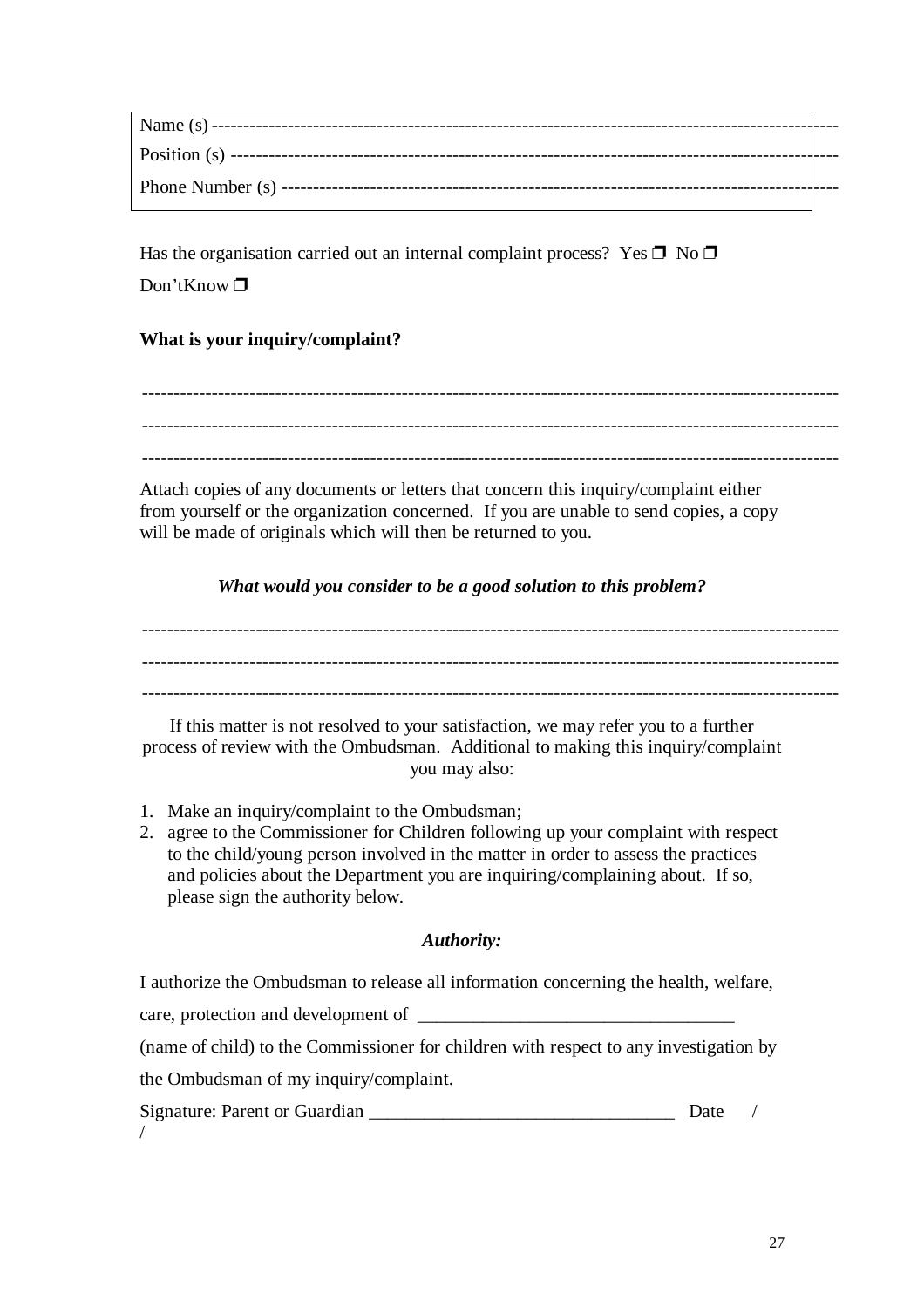Name (s) ---------------------------------------------------------------------------------------------

Position (s) ------------------------------------------------------------------------------------------

Phone Number (s) ------------------------------------------------------------------------------------

Has the organisation carried out an internal complaint process? Yes ❒ No ❒

Don'tKnow ❒

**What is your inquiry/complaint?**

---------------------------------------------------------------------------------------------------------

---------------------------------------------------------------------------------------------------------

---------------------------------------------------------------------------------------------------------

Attach copies of any documents or letters that concern this inquiry/complaint either from yourself or the organization concerned. If you are unable to send copies, a copy will be made of originals which will then be returned to you.

***What would you consider to be a good solution to this problem?***

---------------------------------------------------------------------------------------------------------

---------------------------------------------------------------------------------------------------------

---------------------------------------------------------------------------------------------------------

If this matter is not resolved to your satisfaction, we may refer you to a further process of review with the Ombudsman. Additional to making this inquiry/complaint you may also:

1. Make an inquiry/complaint to the Ombudsman;
2. agree to the Commissioner for Children following up your complaint with respect to the child/young person involved in the matter in order to assess the practices and policies about the Department you are inquiring/complaining about. If so, please sign the authority below.

***Authority:***

I authorize the Ombudsman to release all information concerning the health, welfare, care, protection and development of _________________________________ (name of child) to the Commissioner for children with respect to any investigation by the Ombudsman of my inquiry/complaint.

Signature: Parent or Guardian _________________________________ Date / /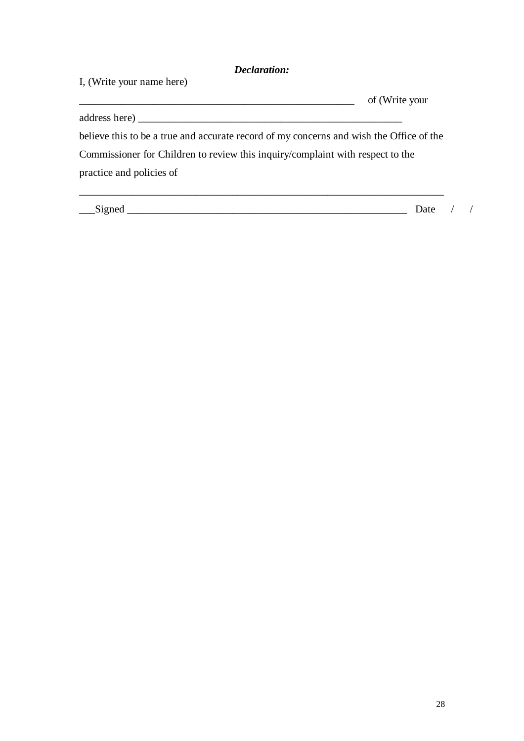***Declaration:***

I, (Write your name here)

_______________________________________________________ of (Write your address here) _____________________________________________________

believe this to be a true and accurate record of my concerns and wish the Office of the Commissioner for Children to review this inquiry/complaint with respect to the practice and policies of

__________________________________________________________________________

___Signed _________________________________________________________ Date / /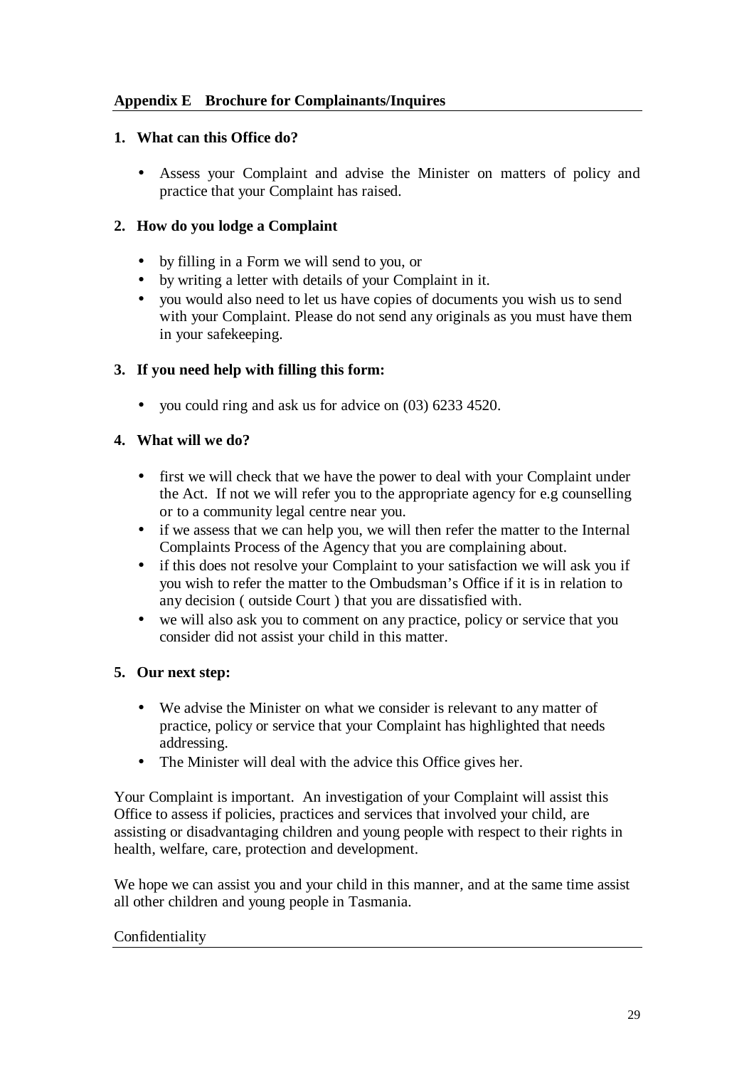## Appendix E Brochure for Complainants/Inquires

### 1. What can this Office do?

- Assess your Complaint and advise the Minister on matters of policy and practice that your Complaint has raised.

### 2. How do you lodge a Complaint

- by filling in a Form we will send to you, or
- by writing a letter with details of your Complaint in it.
- you would also need to let us have copies of documents you wish us to send with your Complaint. Please do not send any originals as you must have them in your safekeeping.

### 3. If you need help with filling this form:

- you could ring and ask us for advice on (03) 6233 4520.

### 4. What will we do?

- first we will check that we have the power to deal with your Complaint under the Act. If not we will refer you to the appropriate agency for e.g counselling or to a community legal centre near you.
- if we assess that we can help you, we will then refer the matter to the Internal Complaints Process of the Agency that you are complaining about.
- if this does not resolve your Complaint to your satisfaction we will ask you if you wish to refer the matter to the Ombudsman's Office if it is in relation to any decision ( outside Court ) that you are dissatisfied with.
- we will also ask you to comment on any practice, policy or service that you consider did not assist your child in this matter.

### 5. Our next step:

- We advise the Minister on what we consider is relevant to any matter of practice, policy or service that your Complaint has highlighted that needs addressing.
- The Minister will deal with the advice this Office gives her.

Your Complaint is important. An investigation of your Complaint will assist this Office to assess if policies, practices and services that involved your child, are assisting or disadvantaging children and young people with respect to their rights in health, welfare, care, protection and development.

We hope we can assist you and your child in this manner, and at the same time assist all other children and young people in Tasmania.

Confidentiality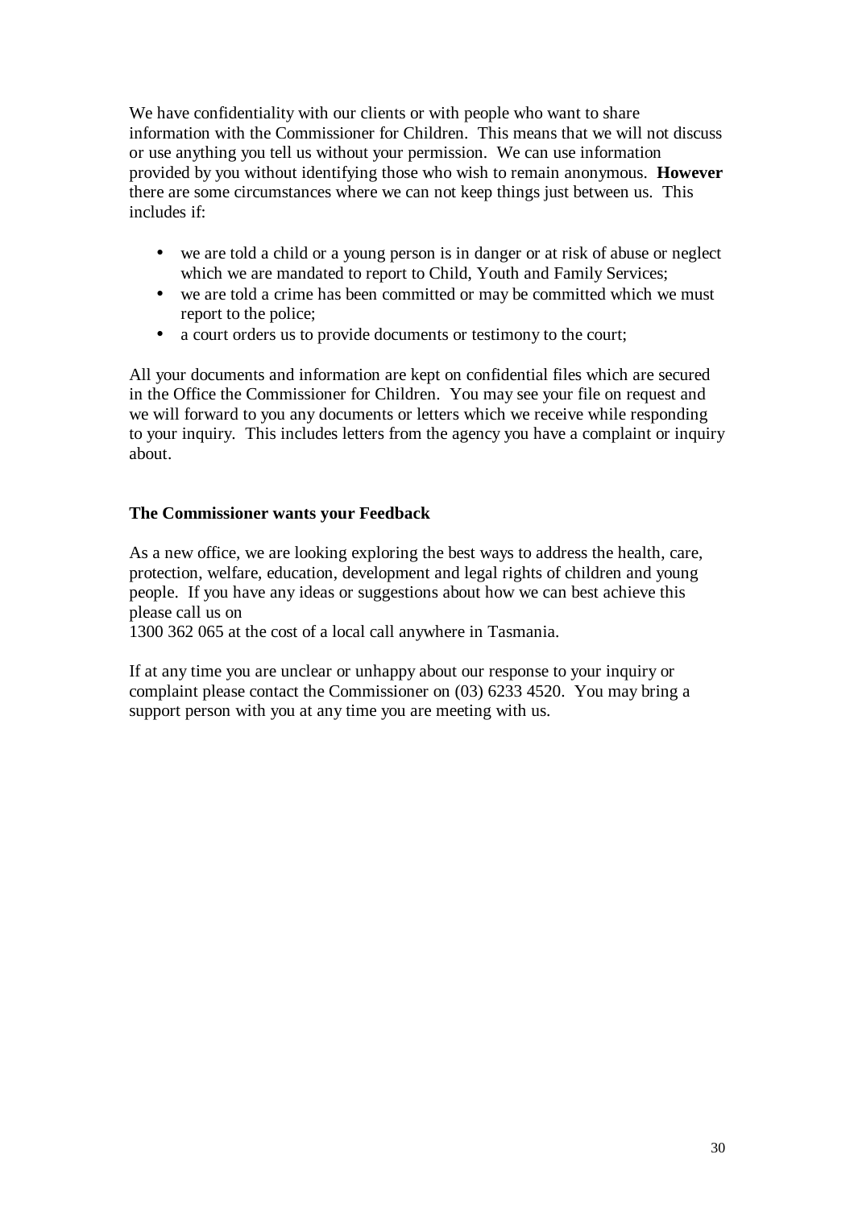We have confidentiality with our clients or with people who want to share information with the Commissioner for Children. This means that we will not discuss or use anything you tell us without your permission. We can use information provided by you without identifying those who wish to remain anonymous. **However** there are some circumstances where we can not keep things just between us. This includes if:

- we are told a child or a young person is in danger or at risk of abuse or neglect which we are mandated to report to Child, Youth and Family Services;
- we are told a crime has been committed or may be committed which we must report to the police;
- a court orders us to provide documents or testimony to the court;

All your documents and information are kept on confidential files which are secured in the Office the Commissioner for Children. You may see your file on request and we will forward to you any documents or letters which we receive while responding to your inquiry. This includes letters from the agency you have a complaint or inquiry about.

**The Commissioner wants your Feedback**

As a new office, we are looking exploring the best ways to address the health, care, protection, welfare, education, development and legal rights of children and young people. If you have any ideas or suggestions about how we can best achieve this please call us on
1300 362 065 at the cost of a local call anywhere in Tasmania.

If at any time you are unclear or unhappy about our response to your inquiry or complaint please contact the Commissioner on (03) 6233 4520. You may bring a support person with you at any time you are meeting with us.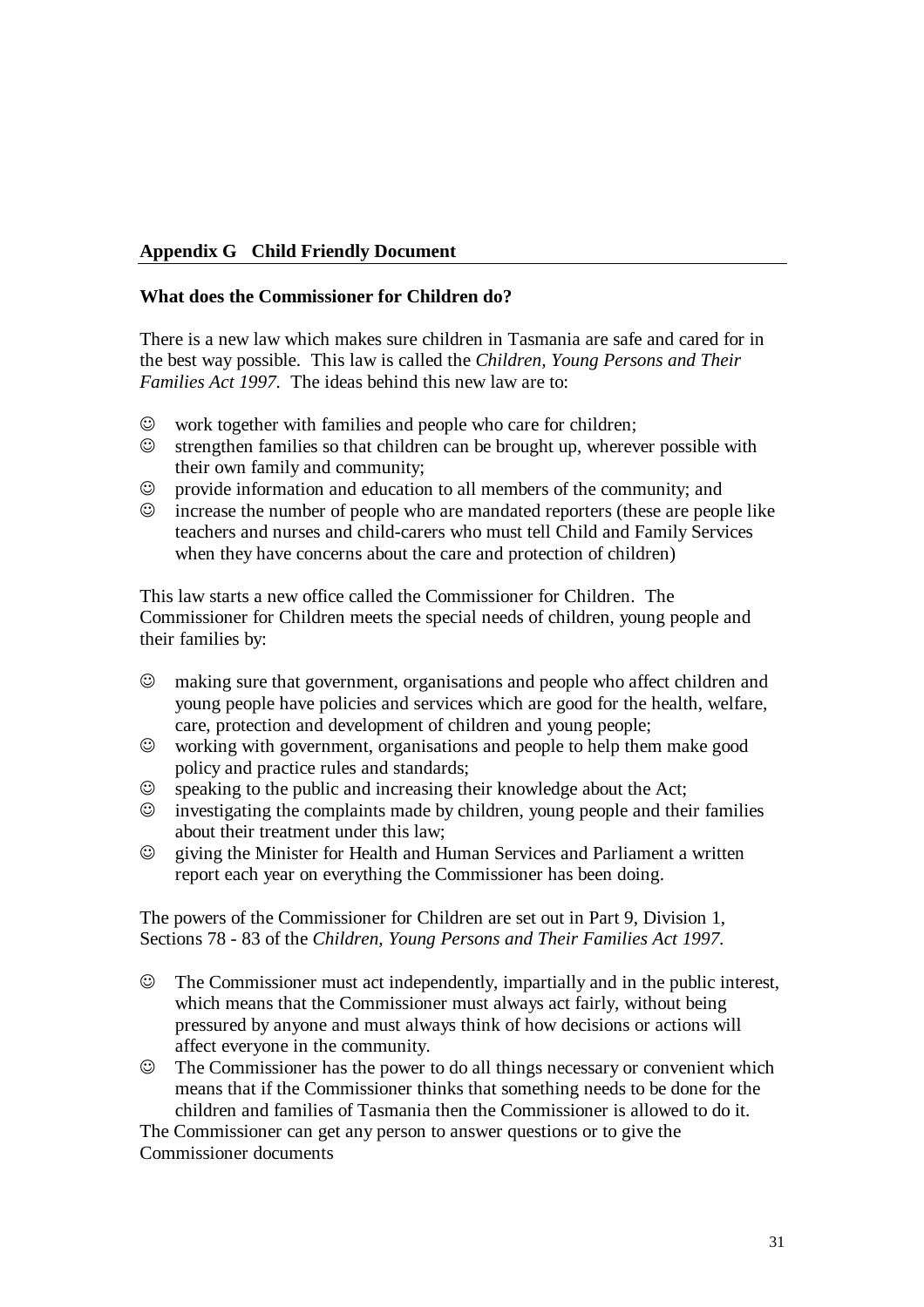## Appendix G Child Friendly Document

**What does the Commissioner for Children do?**

There is a new law which makes sure children in Tasmania are safe and cared for in the best way possible. This law is called the *Children, Young Persons and Their Families Act 1997*. The ideas behind this new law are to:

☺ work together with families and people who care for children;
☺ strengthen families so that children can be brought up, wherever possible with their own family and community;
☺ provide information and education to all members of the community; and
☺ increase the number of people who are mandated reporters (these are people like teachers and nurses and child-carers who must tell Child and Family Services when they have concerns about the care and protection of children)

This law starts a new office called the Commissioner for Children. The Commissioner for Children meets the special needs of children, young people and their families by:

☺ making sure that government, organisations and people who affect children and young people have policies and services which are good for the health, welfare, care, protection and development of children and young people;
☺ working with government, organisations and people to help them make good policy and practice rules and standards;
☺ speaking to the public and increasing their knowledge about the Act;
☺ investigating the complaints made by children, young people and their families about their treatment under this law;
☺ giving the Minister for Health and Human Services and Parliament a written report each year on everything the Commissioner has been doing.

The powers of the Commissioner for Children are set out in Part 9, Division 1, Sections 78 - 83 of the *Children, Young Persons and Their Families Act 1997.*

☺ The Commissioner must act independently, impartially and in the public interest, which means that the Commissioner must always act fairly, without being pressured by anyone and must always think of how decisions or actions will affect everyone in the community.
☺ The Commissioner has the power to do all things necessary or convenient which means that if the Commissioner thinks that something needs to be done for the children and families of Tasmania then the Commissioner is allowed to do it.

The Commissioner can get any person to answer questions or to give the Commissioner documents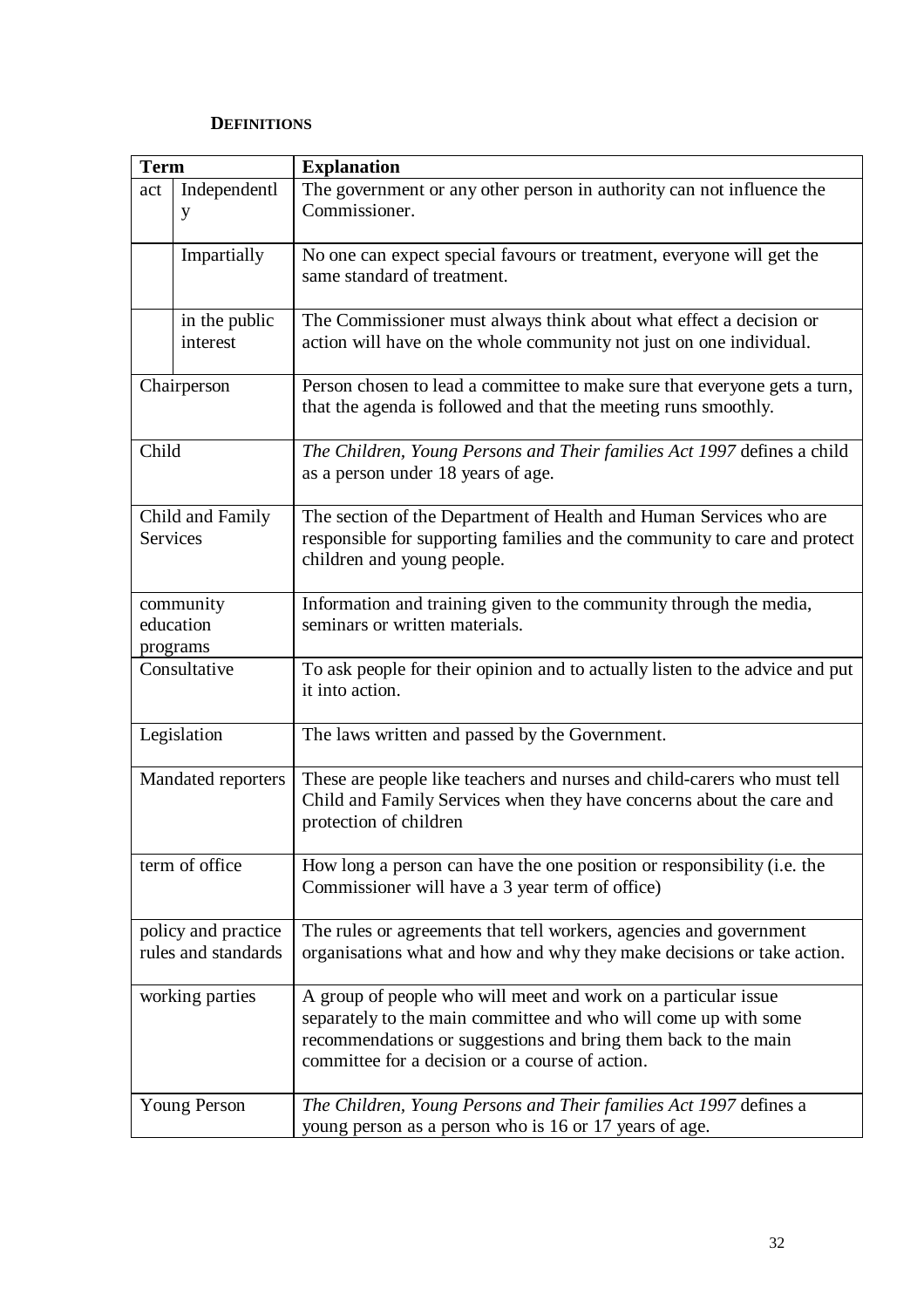**DEFINITIONS**

| Term | | Explanation |
|---|---|---|
| act | Independently | The government or any other person in authority can not influence the Commissioner. |
| | Impartially | No one can expect special favours or treatment, everyone will get the same standard of treatment. |
| | in the public interest | The Commissioner must always think about what effect a decision or action will have on the whole community not just on one individual. |
| Chairperson | | Person chosen to lead a committee to make sure that everyone gets a turn, that the agenda is followed and that the meeting runs smoothly. |
| Child | | *The Children, Young Persons and Their families Act 1997* defines a child as a person under 18 years of age. |
| Child and Family Services | | The section of the Department of Health and Human Services who are responsible for supporting families and the community to care and protect children and young people. |
| community education programs | | Information and training given to the community through the media, seminars or written materials. |
| Consultative | | To ask people for their opinion and to actually listen to the advice and put it into action. |
| Legislation | | The laws written and passed by the Government. |
| Mandated reporters | | These are people like teachers and nurses and child-carers who must tell Child and Family Services when they have concerns about the care and protection of children |
| term of office | | How long a person can have the one position or responsibility (i.e. the Commissioner will have a 3 year term of office) |
| policy and practice rules and standards | | The rules or agreements that tell workers, agencies and government organisations what and how and why they make decisions or take action. |
| working parties | | A group of people who will meet and work on a particular issue separately to the main committee and who will come up with some recommendations or suggestions and bring them back to the main committee for a decision or a course of action. |
| Young Person | | *The Children, Young Persons and Their families Act 1997* defines a young person as a person who is 16 or 17 years of age. |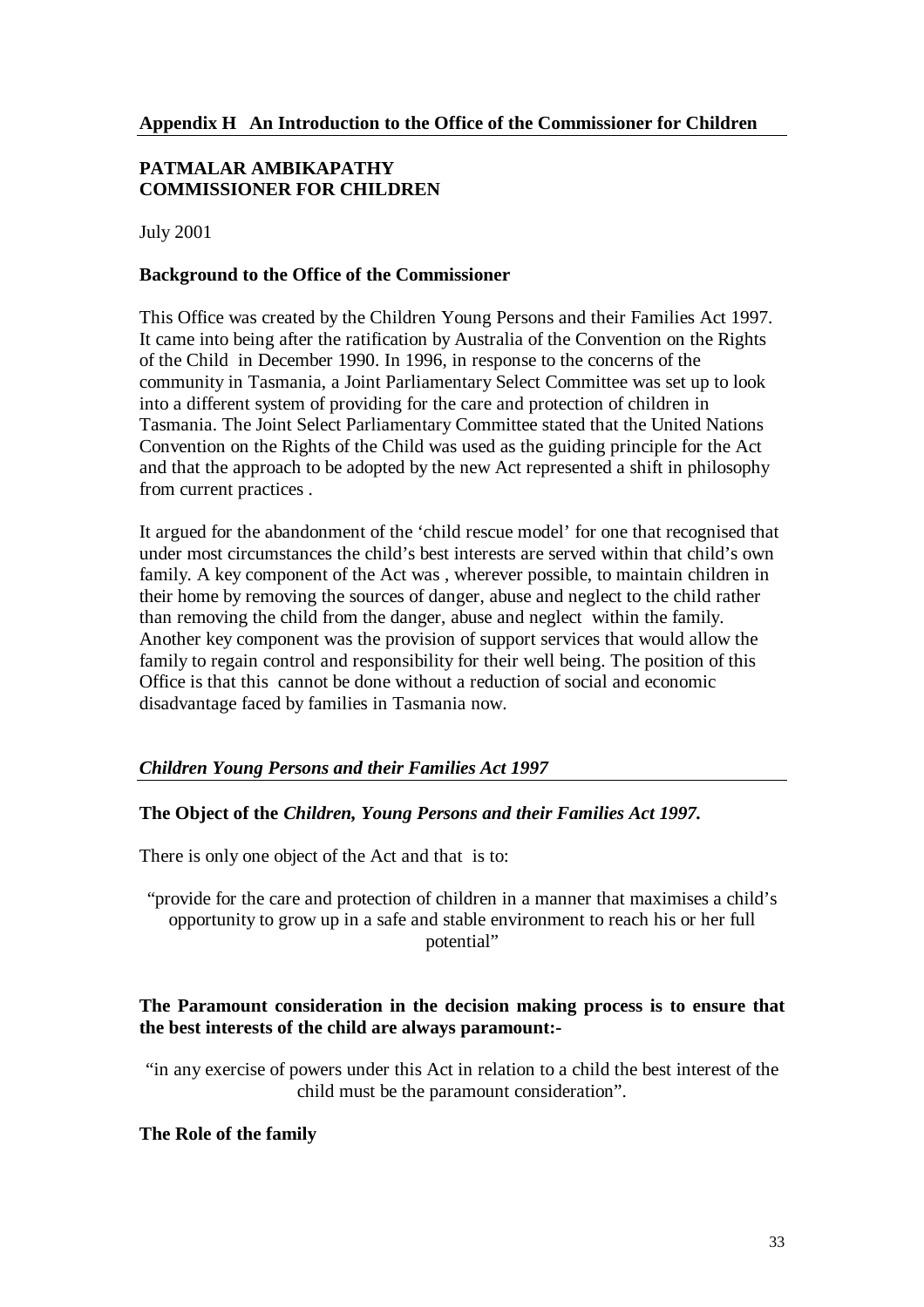## Appendix H An Introduction to the Office of the Commissioner for Children

**PATMALAR AMBIKAPATHY**
**COMMISSIONER FOR CHILDREN**

July 2001

### Background to the Office of the Commissioner

This Office was created by the Children Young Persons and their Families Act 1997. It came into being after the ratification by Australia of the Convention on the Rights of the Child in December 1990. In 1996, in response to the concerns of the community in Tasmania, a Joint Parliamentary Select Committee was set up to look into a different system of providing for the care and protection of children in Tasmania. The Joint Select Parliamentary Committee stated that the United Nations Convention on the Rights of the Child was used as the guiding principle for the Act and that the approach to be adopted by the new Act represented a shift in philosophy from current practices .

It argued for the abandonment of the 'child rescue model' for one that recognised that under most circumstances the child's best interests are served within that child's own family. A key component of the Act was , wherever possible, to maintain children in their home by removing the sources of danger, abuse and neglect to the child rather than removing the child from the danger, abuse and neglect within the family. Another key component was the provision of support services that would allow the family to regain control and responsibility for their well being. The position of this Office is that this cannot be done without a reduction of social and economic disadvantage faced by families in Tasmania now.

## *Children Young Persons and their Families Act 1997*

### The Object of the *Children, Young Persons and their Families Act 1997.*

There is only one object of the Act and that is to:

"provide for the care and protection of children in a manner that maximises a child's opportunity to grow up in a safe and stable environment to reach his or her full potential"

**The Paramount consideration in the decision making process is to ensure that the best interests of the child are always paramount:-**

"in any exercise of powers under this Act in relation to a child the best interest of the child must be the paramount consideration".

### The Role of the family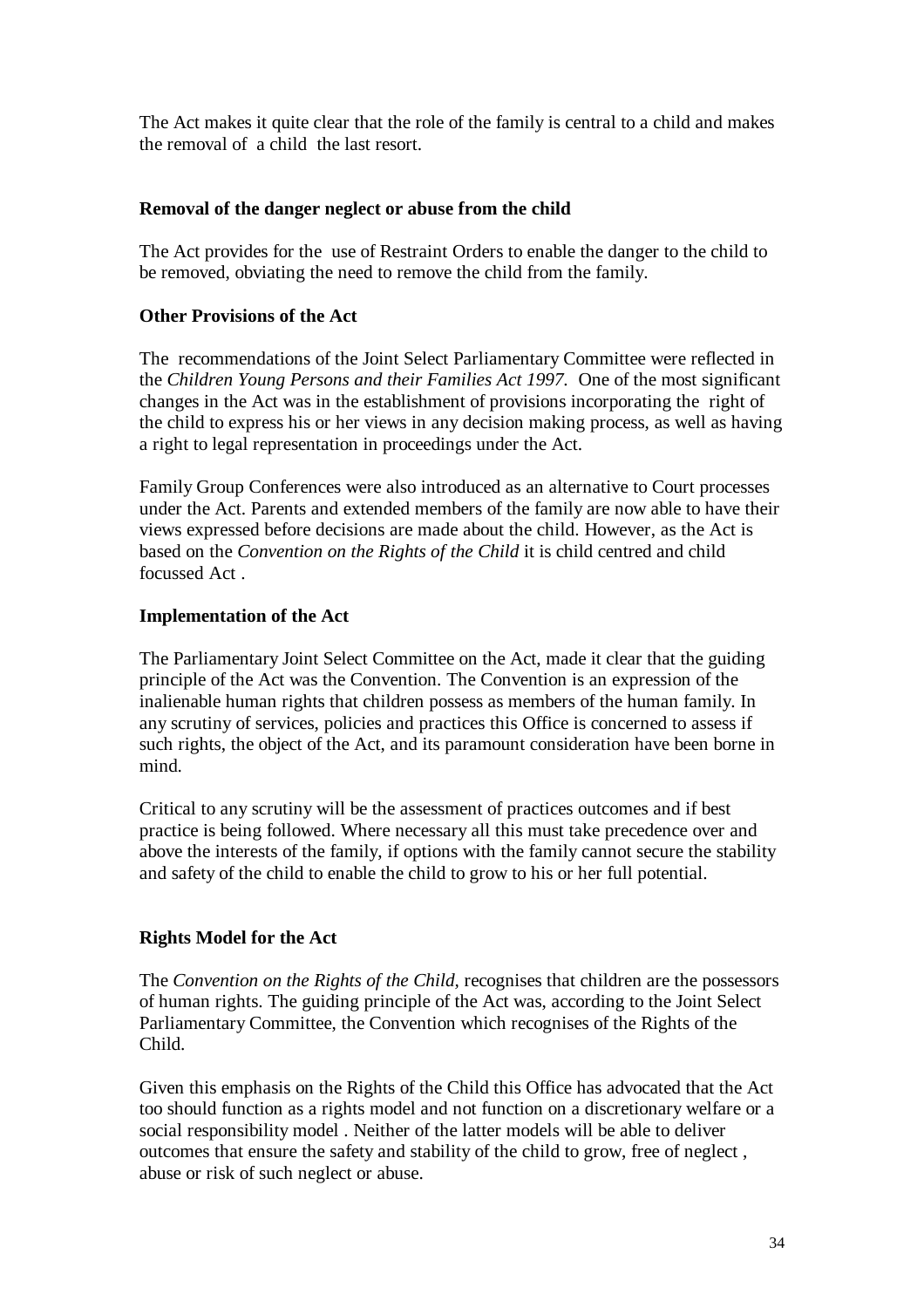The Act makes it quite clear that the role of the family is central to a child and makes the removal of a child the last resort.

**Removal of the danger neglect or abuse from the child**

The Act provides for the use of Restraint Orders to enable the danger to the child to be removed, obviating the need to remove the child from the family.

**Other Provisions of the Act**

The recommendations of the Joint Select Parliamentary Committee were reflected in the *Children Young Persons and their Families Act 1997*. One of the most significant changes in the Act was in the establishment of provisions incorporating the right of the child to express his or her views in any decision making process, as well as having a right to legal representation in proceedings under the Act.

Family Group Conferences were also introduced as an alternative to Court processes under the Act. Parents and extended members of the family are now able to have their views expressed before decisions are made about the child. However, as the Act is based on the *Convention on the Rights of the Child* it is child centred and child focussed Act .

**Implementation of the Act**

The Parliamentary Joint Select Committee on the Act, made it clear that the guiding principle of the Act was the Convention. The Convention is an expression of the inalienable human rights that children possess as members of the human family. In any scrutiny of services, policies and practices this Office is concerned to assess if such rights, the object of the Act, and its paramount consideration have been borne in mind.

Critical to any scrutiny will be the assessment of practices outcomes and if best practice is being followed. Where necessary all this must take precedence over and above the interests of the family, if options with the family cannot secure the stability and safety of the child to enable the child to grow to his or her full potential.

**Rights Model for the Act**

The *Convention on the Rights of the Child*, recognises that children are the possessors of human rights. The guiding principle of the Act was, according to the Joint Select Parliamentary Committee, the Convention which recognises of the Rights of the Child.

Given this emphasis on the Rights of the Child this Office has advocated that the Act too should function as a rights model and not function on a discretionary welfare or a social responsibility model . Neither of the latter models will be able to deliver outcomes that ensure the safety and stability of the child to grow, free of neglect , abuse or risk of such neglect or abuse.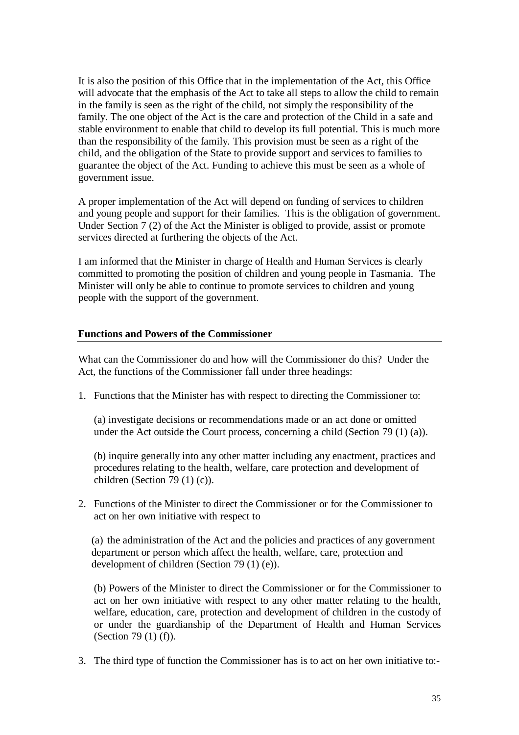It is also the position of this Office that in the implementation of the Act, this Office will advocate that the emphasis of the Act to take all steps to allow the child to remain in the family is seen as the right of the child, not simply the responsibility of the family. The one object of the Act is the care and protection of the Child in a safe and stable environment to enable that child to develop its full potential. This is much more than the responsibility of the family. This provision must be seen as a right of the child, and the obligation of the State to provide support and services to families to guarantee the object of the Act. Funding to achieve this must be seen as a whole of government issue.

A proper implementation of the Act will depend on funding of services to children and young people and support for their families. This is the obligation of government. Under Section 7 (2) of the Act the Minister is obliged to provide, assist or promote services directed at furthering the objects of the Act.

I am informed that the Minister in charge of Health and Human Services is clearly committed to promoting the position of children and young people in Tasmania. The Minister will only be able to continue to promote services to children and young people with the support of the government.

## Functions and Powers of the Commissioner

What can the Commissioner do and how will the Commissioner do this? Under the Act, the functions of the Commissioner fall under three headings:

1. Functions that the Minister has with respect to directing the Commissioner to:

   (a) investigate decisions or recommendations made or an act done or omitted under the Act outside the Court process, concerning a child (Section 79 (1) (a)).

   (b) inquire generally into any other matter including any enactment, practices and procedures relating to the health, welfare, care protection and development of children (Section 79 (1) (c)).

2. Functions of the Minister to direct the Commissioner or for the Commissioner to act on her own initiative with respect to

   (a) the administration of the Act and the policies and practices of any government department or person which affect the health, welfare, care, protection and development of children (Section 79 (1) (e)).

   (b) Powers of the Minister to direct the Commissioner or for the Commissioner to act on her own initiative with respect to any other matter relating to the health, welfare, education, care, protection and development of children in the custody of or under the guardianship of the Department of Health and Human Services (Section 79 (1) (f)).

3. The third type of function the Commissioner has is to act on her own initiative to:-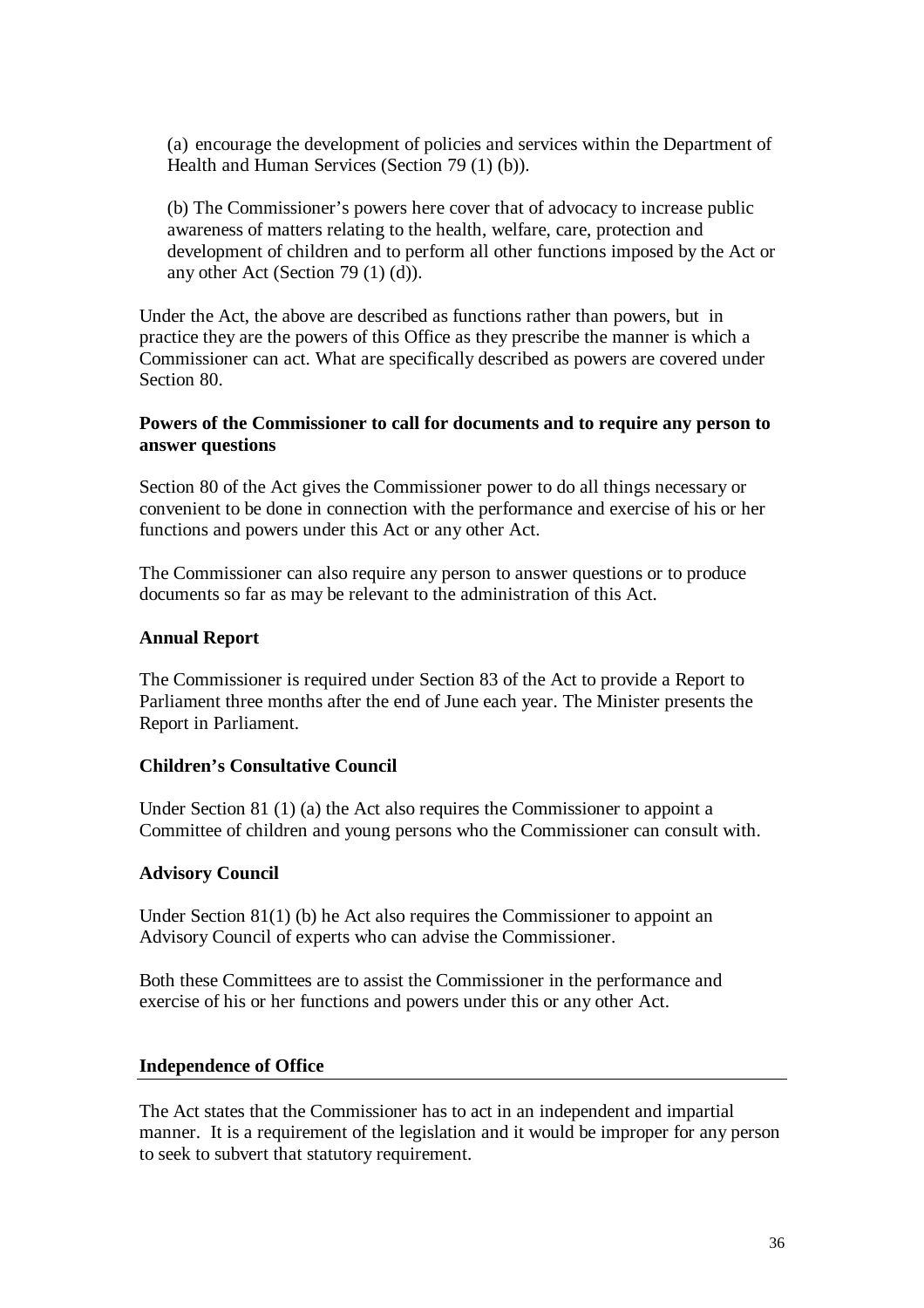(a) encourage the development of policies and services within the Department of Health and Human Services (Section 79 (1) (b)).

(b) The Commissioner's powers here cover that of advocacy to increase public awareness of matters relating to the health, welfare, care, protection and development of children and to perform all other functions imposed by the Act or any other Act (Section 79 (1) (d)).

Under the Act, the above are described as functions rather than powers, but in practice they are the powers of this Office as they prescribe the manner is which a Commissioner can act. What are specifically described as powers are covered under Section 80.

**Powers of the Commissioner to call for documents and to require any person to answer questions**

Section 80 of the Act gives the Commissioner power to do all things necessary or convenient to be done in connection with the performance and exercise of his or her functions and powers under this Act or any other Act.

The Commissioner can also require any person to answer questions or to produce documents so far as may be relevant to the administration of this Act.

**Annual Report**

The Commissioner is required under Section 83 of the Act to provide a Report to Parliament three months after the end of June each year. The Minister presents the Report in Parliament.

**Children's Consultative Council**

Under Section 81 (1) (a) the Act also requires the Commissioner to appoint a Committee of children and young persons who the Commissioner can consult with.

**Advisory Council**

Under Section 81(1) (b) he Act also requires the Commissioner to appoint an Advisory Council of experts who can advise the Commissioner.

Both these Committees are to assist the Commissioner in the performance and exercise of his or her functions and powers under this or any other Act.

**Independence of Office**

The Act states that the Commissioner has to act in an independent and impartial manner. It is a requirement of the legislation and it would be improper for any person to seek to subvert that statutory requirement.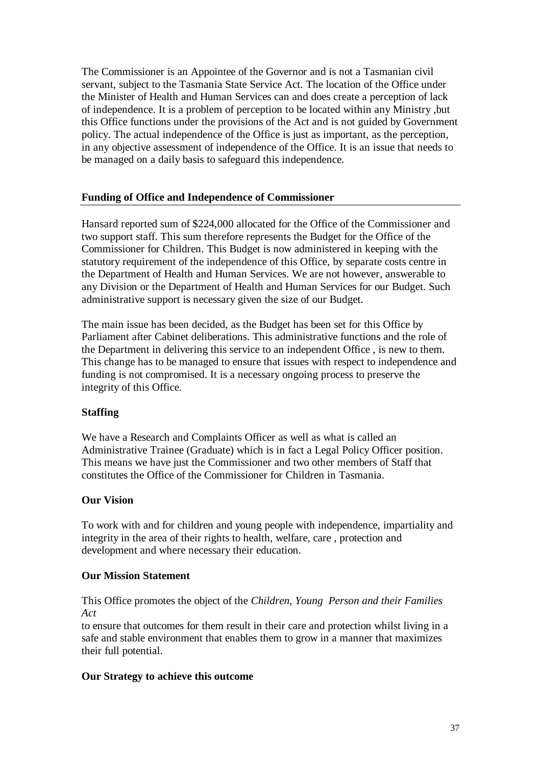The Commissioner is an Appointee of the Governor and is not a Tasmanian civil servant, subject to the Tasmania State Service Act. The location of the Office under the Minister of Health and Human Services can and does create a perception of lack of independence. It is a problem of perception to be located within any Ministry ,but this Office functions under the provisions of the Act and is not guided by Government policy. The actual independence of the Office is just as important, as the perception, in any objective assessment of independence of the Office. It is an issue that needs to be managed on a daily basis to safeguard this independence.

## Funding of Office and Independence of Commissioner

Hansard reported sum of $224,000 allocated for the Office of the Commissioner and two support staff. This sum therefore represents the Budget for the Office of the Commissioner for Children. This Budget is now administered in keeping with the statutory requirement of the independence of this Office, by separate costs centre in the Department of Health and Human Services. We are not however, answerable to any Division or the Department of Health and Human Services for our Budget. Such administrative support is necessary given the size of our Budget.

The main issue has been decided, as the Budget has been set for this Office by Parliament after Cabinet deliberations. This administrative functions and the role of the Department in delivering this service to an independent Office , is new to them. This change has to be managed to ensure that issues with respect to independence and funding is not compromised. It is a necessary ongoing process to preserve the integrity of this Office.

## Staffing

We have a Research and Complaints Officer as well as what is called an Administrative Trainee (Graduate) which is in fact a Legal Policy Officer position. This means we have just the Commissioner and two other members of Staff that constitutes the Office of the Commissioner for Children in Tasmania.

## Our Vision

To work with and for children and young people with independence, impartiality and integrity in the area of their rights to health, welfare, care , protection and development and where necessary their education.

## Our Mission Statement

This Office promotes the object of the *Children, Young Person and their Families Act*
to ensure that outcomes for them result in their care and protection whilst living in a safe and stable environment that enables them to grow in a manner that maximizes their full potential.

## Our Strategy to achieve this outcome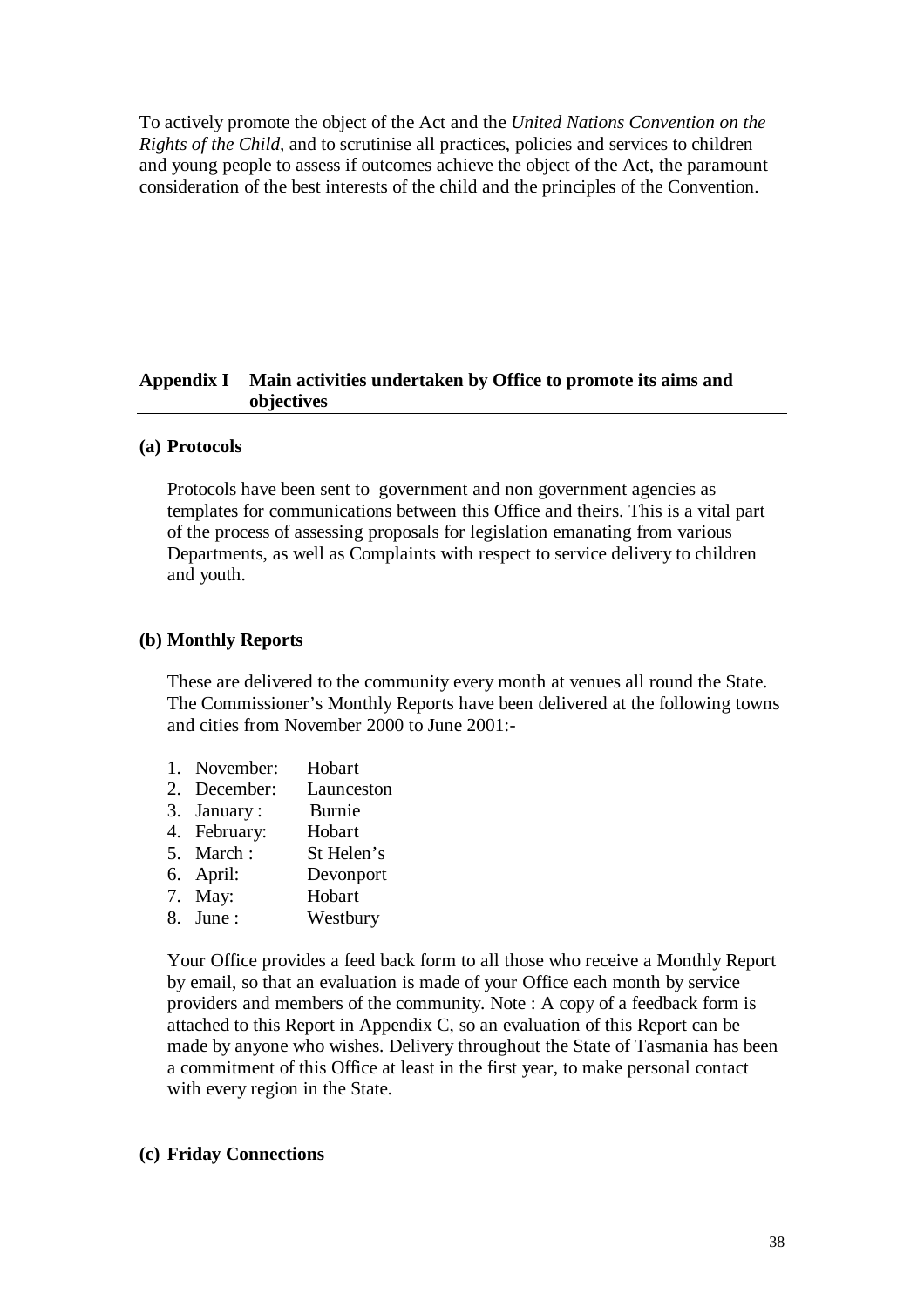To actively promote the object of the Act and the *United Nations Convention on the Rights of the Child,* and to scrutinise all practices, policies and services to children and young people to assess if outcomes achieve the object of the Act, the paramount consideration of the best interests of the child and the principles of the Convention.

## Appendix I Main activities undertaken by Office to promote its aims and objectives

### (a) Protocols

Protocols have been sent to government and non government agencies as templates for communications between this Office and theirs. This is a vital part of the process of assessing proposals for legislation emanating from various Departments, as well as Complaints with respect to service delivery to children and youth.

### (b) Monthly Reports

These are delivered to the community every month at venues all round the State. The Commissioner's Monthly Reports have been delivered at the following towns and cities from November 2000 to June 2001:-

1. November: Hobart
2. December: Launceston
3. January : Burnie
4. February: Hobart
5. March : St Helen's
6. April: Devonport
7. May: Hobart
8. June : Westbury

Your Office provides a feed back form to all those who receive a Monthly Report by email, so that an evaluation is made of your Office each month by service providers and members of the community. Note : A copy of a feedback form is attached to this Report in Appendix C, so an evaluation of this Report can be made by anyone who wishes. Delivery throughout the State of Tasmania has been a commitment of this Office at least in the first year, to make personal contact with every region in the State.

### (c) Friday Connections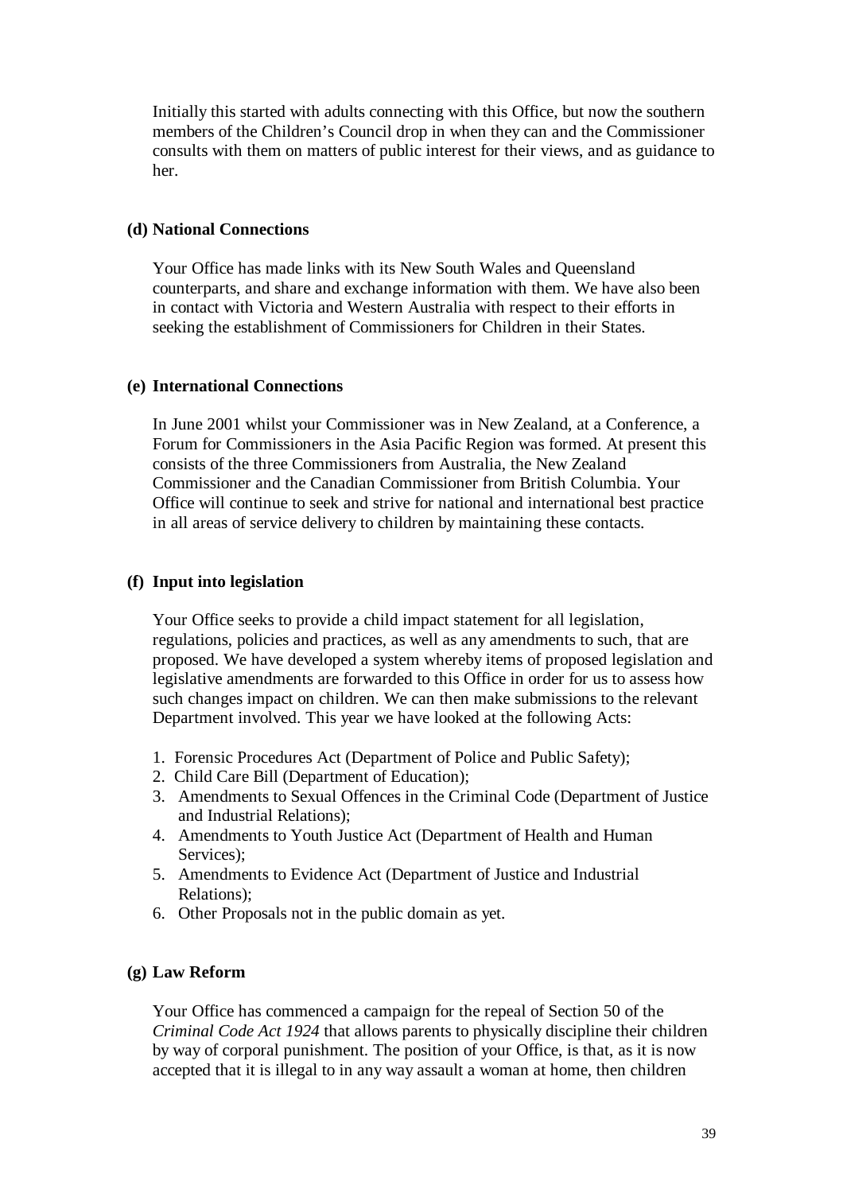Initially this started with adults connecting with this Office, but now the southern members of the Children's Council drop in when they can and the Commissioner consults with them on matters of public interest for their views, and as guidance to her.

**(d) National Connections**

Your Office has made links with its New South Wales and Queensland counterparts, and share and exchange information with them. We have also been in contact with Victoria and Western Australia with respect to their efforts in seeking the establishment of Commissioners for Children in their States.

**(e) International Connections**

In June 2001 whilst your Commissioner was in New Zealand, at a Conference, a Forum for Commissioners in the Asia Pacific Region was formed. At present this consists of the three Commissioners from Australia, the New Zealand Commissioner and the Canadian Commissioner from British Columbia. Your Office will continue to seek and strive for national and international best practice in all areas of service delivery to children by maintaining these contacts.

**(f) Input into legislation**

Your Office seeks to provide a child impact statement for all legislation, regulations, policies and practices, as well as any amendments to such, that are proposed. We have developed a system whereby items of proposed legislation and legislative amendments are forwarded to this Office in order for us to assess how such changes impact on children. We can then make submissions to the relevant Department involved. This year we have looked at the following Acts:

1. Forensic Procedures Act (Department of Police and Public Safety);
2. Child Care Bill (Department of Education);
3. Amendments to Sexual Offences in the Criminal Code (Department of Justice and Industrial Relations);
4. Amendments to Youth Justice Act (Department of Health and Human Services);
5. Amendments to Evidence Act (Department of Justice and Industrial Relations);
6. Other Proposals not in the public domain as yet.

**(g) Law Reform**

Your Office has commenced a campaign for the repeal of Section 50 of the *Criminal Code Act 1924* that allows parents to physically discipline their children by way of corporal punishment. The position of your Office, is that, as it is now accepted that it is illegal to in any way assault a woman at home, then children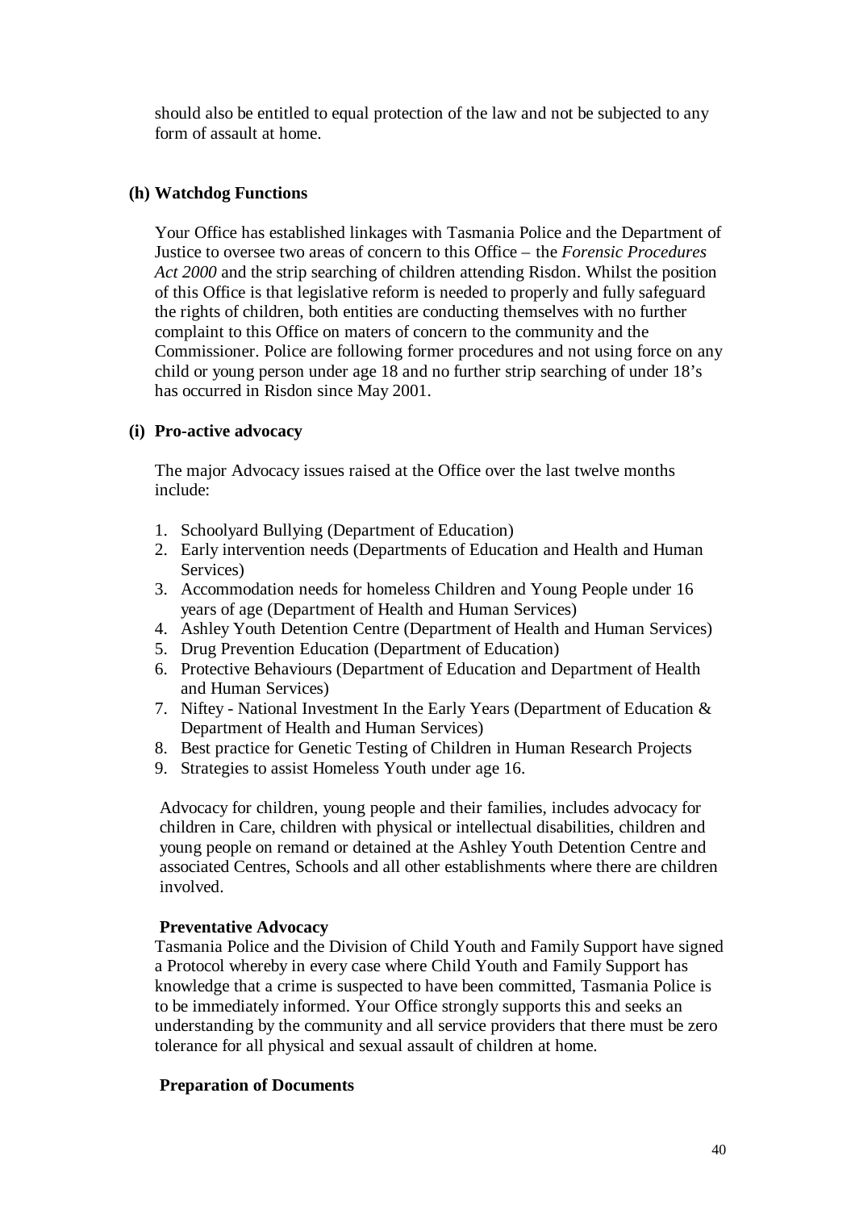should also be entitled to equal protection of the law and not be subjected to any form of assault at home.

**(h) Watchdog Functions**

Your Office has established linkages with Tasmania Police and the Department of Justice to oversee two areas of concern to this Office – the *Forensic Procedures Act 2000* and the strip searching of children attending Risdon. Whilst the position of this Office is that legislative reform is needed to properly and fully safeguard the rights of children, both entities are conducting themselves with no further complaint to this Office on maters of concern to the community and the Commissioner. Police are following former procedures and not using force on any child or young person under age 18 and no further strip searching of under 18's has occurred in Risdon since May 2001.

**(i) Pro-active advocacy**

The major Advocacy issues raised at the Office over the last twelve months include:

1. Schoolyard Bullying (Department of Education)
2. Early intervention needs (Departments of Education and Health and Human Services)
3. Accommodation needs for homeless Children and Young People under 16 years of age (Department of Health and Human Services)
4. Ashley Youth Detention Centre (Department of Health and Human Services)
5. Drug Prevention Education (Department of Education)
6. Protective Behaviours (Department of Education and Department of Health and Human Services)
7. Niftey - National Investment In the Early Years (Department of Education & Department of Health and Human Services)
8. Best practice for Genetic Testing of Children in Human Research Projects
9. Strategies to assist Homeless Youth under age 16.

Advocacy for children, young people and their families, includes advocacy for children in Care, children with physical or intellectual disabilities, children and young people on remand or detained at the Ashley Youth Detention Centre and associated Centres, Schools and all other establishments where there are children involved.

**Preventative Advocacy**

Tasmania Police and the Division of Child Youth and Family Support have signed a Protocol whereby in every case where Child Youth and Family Support has knowledge that a crime is suspected to have been committed, Tasmania Police is to be immediately informed. Your Office strongly supports this and seeks an understanding by the community and all service providers that there must be zero tolerance for all physical and sexual assault of children at home.

**Preparation of Documents**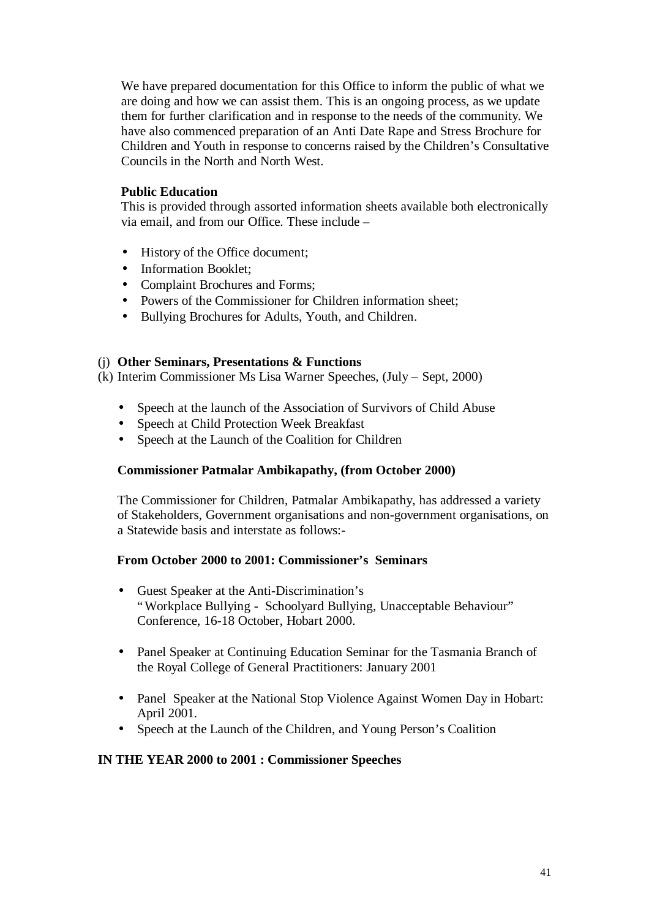We have prepared documentation for this Office to inform the public of what we are doing and how we can assist them. This is an ongoing process, as we update them for further clarification and in response to the needs of the community. We have also commenced preparation of an Anti Date Rape and Stress Brochure for Children and Youth in response to concerns raised by the Children's Consultative Councils in the North and North West.

**Public Education**
This is provided through assorted information sheets available both electronically via email, and from our Office. These include –

- History of the Office document;
- Information Booklet;
- Complaint Brochures and Forms;
- Powers of the Commissioner for Children information sheet;
- Bullying Brochures for Adults, Youth, and Children.

(j) **Other Seminars, Presentations & Functions**
(k) Interim Commissioner Ms Lisa Warner Speeches, (July – Sept, 2000)

- Speech at the launch of the Association of Survivors of Child Abuse
- Speech at Child Protection Week Breakfast
- Speech at the Launch of the Coalition for Children

**Commissioner Patmalar Ambikapathy, (from October 2000)**

The Commissioner for Children, Patmalar Ambikapathy, has addressed a variety of Stakeholders, Government organisations and non-government organisations, on a Statewide basis and interstate as follows:-

**From October 2000 to 2001: Commissioner's Seminars**

- Guest Speaker at the Anti-Discrimination's "Workplace Bullying - Schoolyard Bullying, Unacceptable Behaviour" Conference, 16-18 October, Hobart 2000.
- Panel Speaker at Continuing Education Seminar for the Tasmania Branch of the Royal College of General Practitioners: January 2001
- Panel Speaker at the National Stop Violence Against Women Day in Hobart: April 2001.
- Speech at the Launch of the Children, and Young Person's Coalition

**IN THE YEAR 2000 to 2001 : Commissioner Speeches**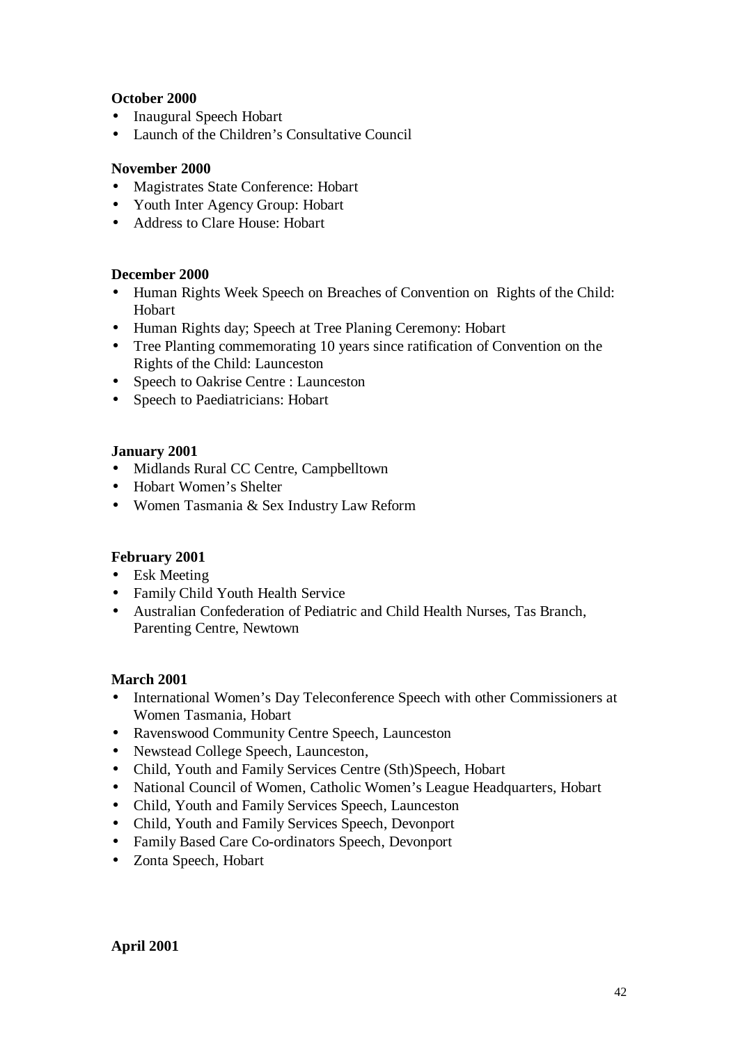**October 2000**

- Inaugural Speech Hobart
- Launch of the Children's Consultative Council

**November 2000**

- Magistrates State Conference: Hobart
- Youth Inter Agency Group: Hobart
- Address to Clare House: Hobart

**December 2000**

- Human Rights Week Speech on Breaches of Convention on Rights of the Child: Hobart
- Human Rights day; Speech at Tree Planing Ceremony: Hobart
- Tree Planting commemorating 10 years since ratification of Convention on the Rights of the Child: Launceston
- Speech to Oakrise Centre : Launceston
- Speech to Paediatricians: Hobart

**January 2001**

- Midlands Rural CC Centre, Campbelltown
- Hobart Women's Shelter
- Women Tasmania & Sex Industry Law Reform

**February 2001**

- Esk Meeting
- Family Child Youth Health Service
- Australian Confederation of Pediatric and Child Health Nurses, Tas Branch, Parenting Centre, Newtown

**March 2001**

- International Women's Day Teleconference Speech with other Commissioners at Women Tasmania, Hobart
- Ravenswood Community Centre Speech, Launceston
- Newstead College Speech, Launceston,
- Child, Youth and Family Services Centre (Sth)Speech, Hobart
- National Council of Women, Catholic Women's League Headquarters, Hobart
- Child, Youth and Family Services Speech, Launceston
- Child, Youth and Family Services Speech, Devonport
- Family Based Care Co-ordinators Speech, Devonport
- Zonta Speech, Hobart

**April 2001**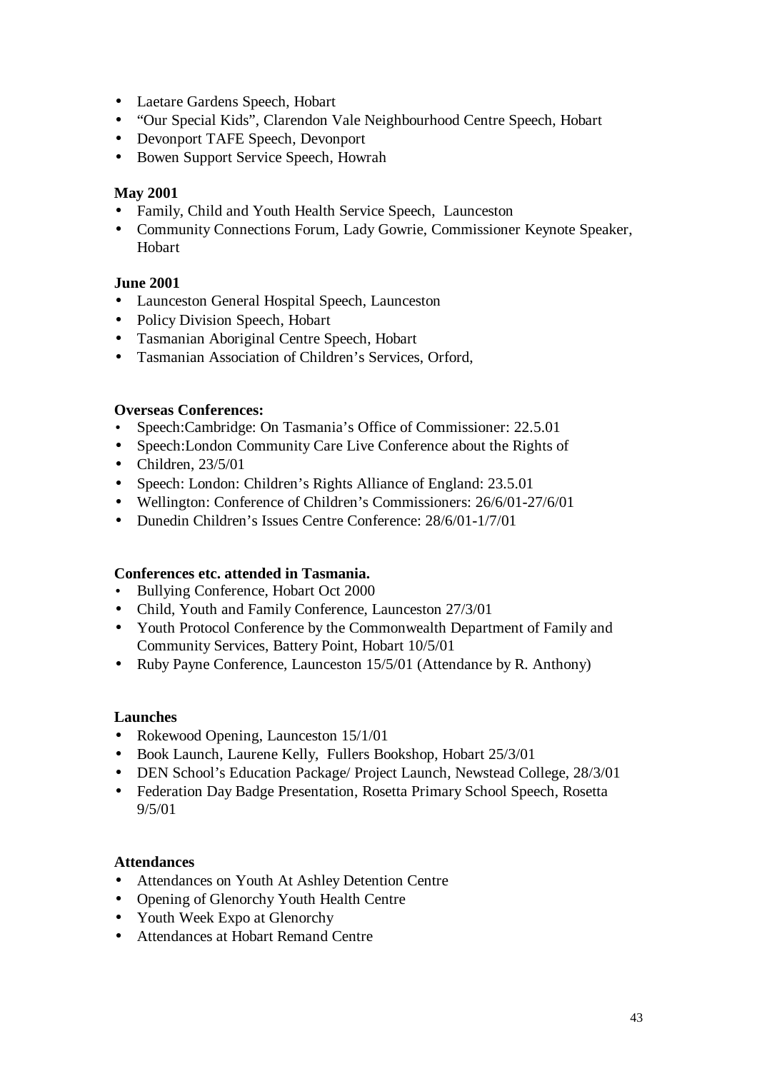- Laetare Gardens Speech, Hobart
- "Our Special Kids", Clarendon Vale Neighbourhood Centre Speech, Hobart
- Devonport TAFE Speech, Devonport
- Bowen Support Service Speech, Howrah

**May 2001**

- Family, Child and Youth Health Service Speech, Launceston
- Community Connections Forum, Lady Gowrie, Commissioner Keynote Speaker, Hobart

**June 2001**

- Launceston General Hospital Speech, Launceston
- Policy Division Speech, Hobart
- Tasmanian Aboriginal Centre Speech, Hobart
- Tasmanian Association of Children's Services, Orford,

**Overseas Conferences:**

- Speech:Cambridge: On Tasmania's Office of Commissioner: 22.5.01
- Speech:London Community Care Live Conference about the Rights of
- Children, 23/5/01
- Speech: London: Children's Rights Alliance of England: 23.5.01
- Wellington: Conference of Children's Commissioners: 26/6/01-27/6/01
- Dunedin Children's Issues Centre Conference: 28/6/01-1/7/01

**Conferences etc. attended in Tasmania.**

- Bullying Conference, Hobart Oct 2000
- Child, Youth and Family Conference, Launceston 27/3/01
- Youth Protocol Conference by the Commonwealth Department of Family and Community Services, Battery Point, Hobart 10/5/01
- Ruby Payne Conference, Launceston 15/5/01 (Attendance by R. Anthony)

**Launches**

- Rokewood Opening, Launceston 15/1/01
- Book Launch, Laurene Kelly, Fullers Bookshop, Hobart 25/3/01
- DEN School's Education Package/ Project Launch, Newstead College, 28/3/01
- Federation Day Badge Presentation, Rosetta Primary School Speech, Rosetta 9/5/01

**Attendances**

- Attendances on Youth At Ashley Detention Centre
- Opening of Glenorchy Youth Health Centre
- Youth Week Expo at Glenorchy
- Attendances at Hobart Remand Centre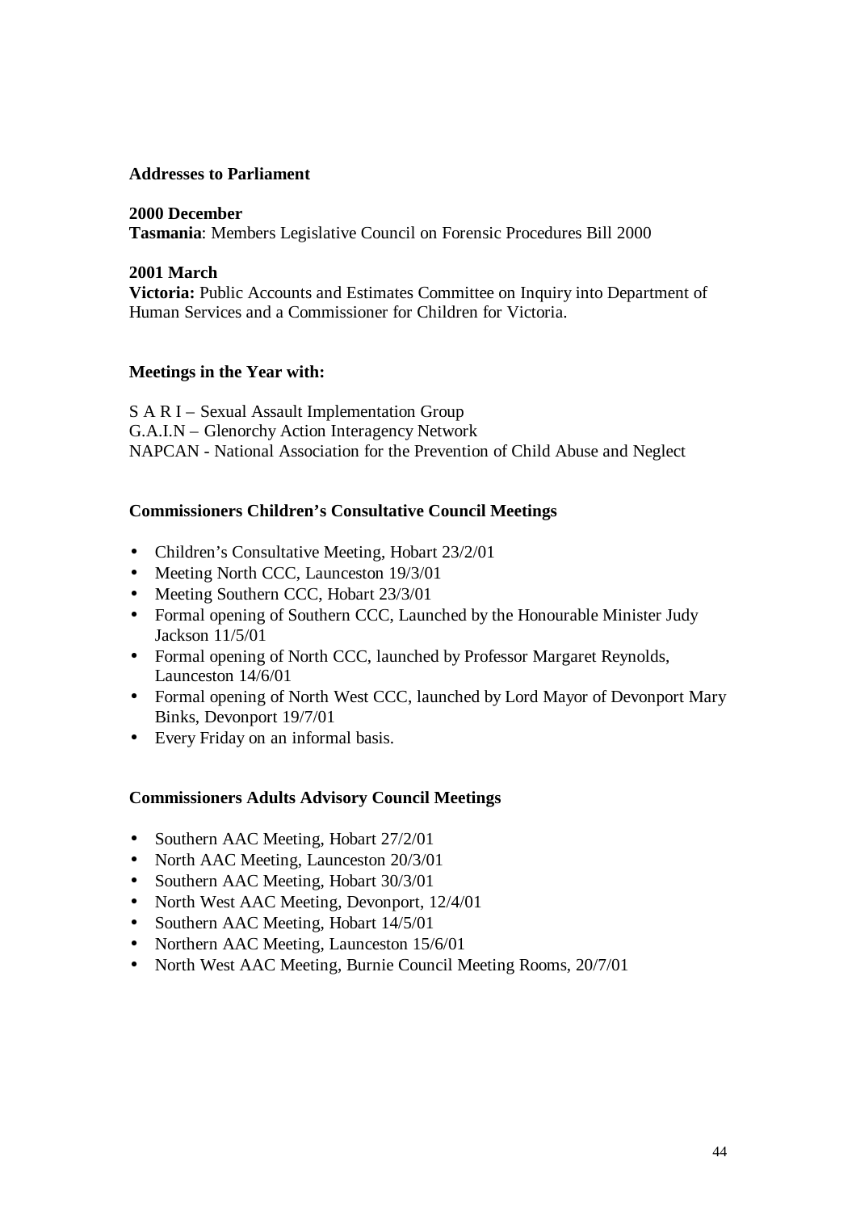## Addresses to Parliament

**2000 December**
**Tasmania**: Members Legislative Council on Forensic Procedures Bill 2000

**2001 March**
**Victoria:** Public Accounts and Estimates Committee on Inquiry into Department of Human Services and a Commissioner for Children for Victoria.

## Meetings in the Year with:

S A R I – Sexual Assault Implementation Group
G.A.I.N – Glenorchy Action Interagency Network
NAPCAN - National Association for the Prevention of Child Abuse and Neglect

## Commissioners Children's Consultative Council Meetings

- Children's Consultative Meeting, Hobart 23/2/01
- Meeting North CCC, Launceston 19/3/01
- Meeting Southern CCC, Hobart 23/3/01
- Formal opening of Southern CCC, Launched by the Honourable Minister Judy Jackson 11/5/01
- Formal opening of North CCC, launched by Professor Margaret Reynolds, Launceston 14/6/01
- Formal opening of North West CCC, launched by Lord Mayor of Devonport Mary Binks, Devonport 19/7/01
- Every Friday on an informal basis.

## Commissioners Adults Advisory Council Meetings

- Southern AAC Meeting, Hobart 27/2/01
- North AAC Meeting, Launceston 20/3/01
- Southern AAC Meeting, Hobart 30/3/01
- North West AAC Meeting, Devonport, 12/4/01
- Southern AAC Meeting, Hobart 14/5/01
- Northern AAC Meeting, Launceston 15/6/01
- North West AAC Meeting, Burnie Council Meeting Rooms, 20/7/01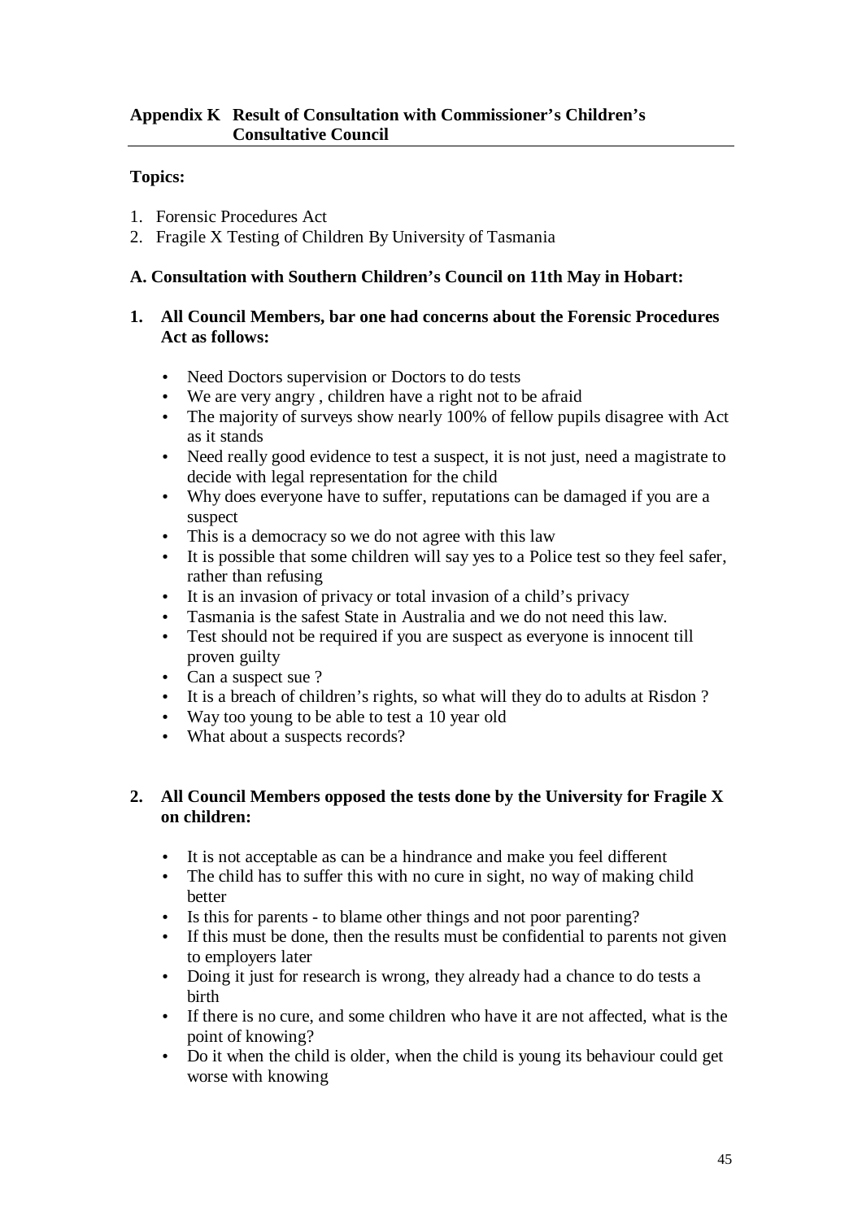## Appendix K Result of Consultation with Commissioner's Children's Consultative Council

**Topics:**

1. Forensic Procedures Act
2. Fragile X Testing of Children By University of Tasmania

**A. Consultation with Southern Children's Council on 11th May in Hobart:**

**1. All Council Members, bar one had concerns about the Forensic Procedures Act as follows:**

- Need Doctors supervision or Doctors to do tests
- We are very angry , children have a right not to be afraid
- The majority of surveys show nearly 100% of fellow pupils disagree with Act as it stands
- Need really good evidence to test a suspect, it is not just, need a magistrate to decide with legal representation for the child
- Why does everyone have to suffer, reputations can be damaged if you are a suspect
- This is a democracy so we do not agree with this law
- It is possible that some children will say yes to a Police test so they feel safer, rather than refusing
- It is an invasion of privacy or total invasion of a child's privacy
- Tasmania is the safest State in Australia and we do not need this law.
- Test should not be required if you are suspect as everyone is innocent till proven guilty
- Can a suspect sue ?
- It is a breach of children's rights, so what will they do to adults at Risdon ?
- Way too young to be able to test a 10 year old
- What about a suspects records?

**2. All Council Members opposed the tests done by the University for Fragile X on children:**

- It is not acceptable as can be a hindrance and make you feel different
- The child has to suffer this with no cure in sight, no way of making child better
- Is this for parents - to blame other things and not poor parenting?
- If this must be done, then the results must be confidential to parents not given to employers later
- Doing it just for research is wrong, they already had a chance to do tests a birth
- If there is no cure, and some children who have it are not affected, what is the point of knowing?
- Do it when the child is older, when the child is young its behaviour could get worse with knowing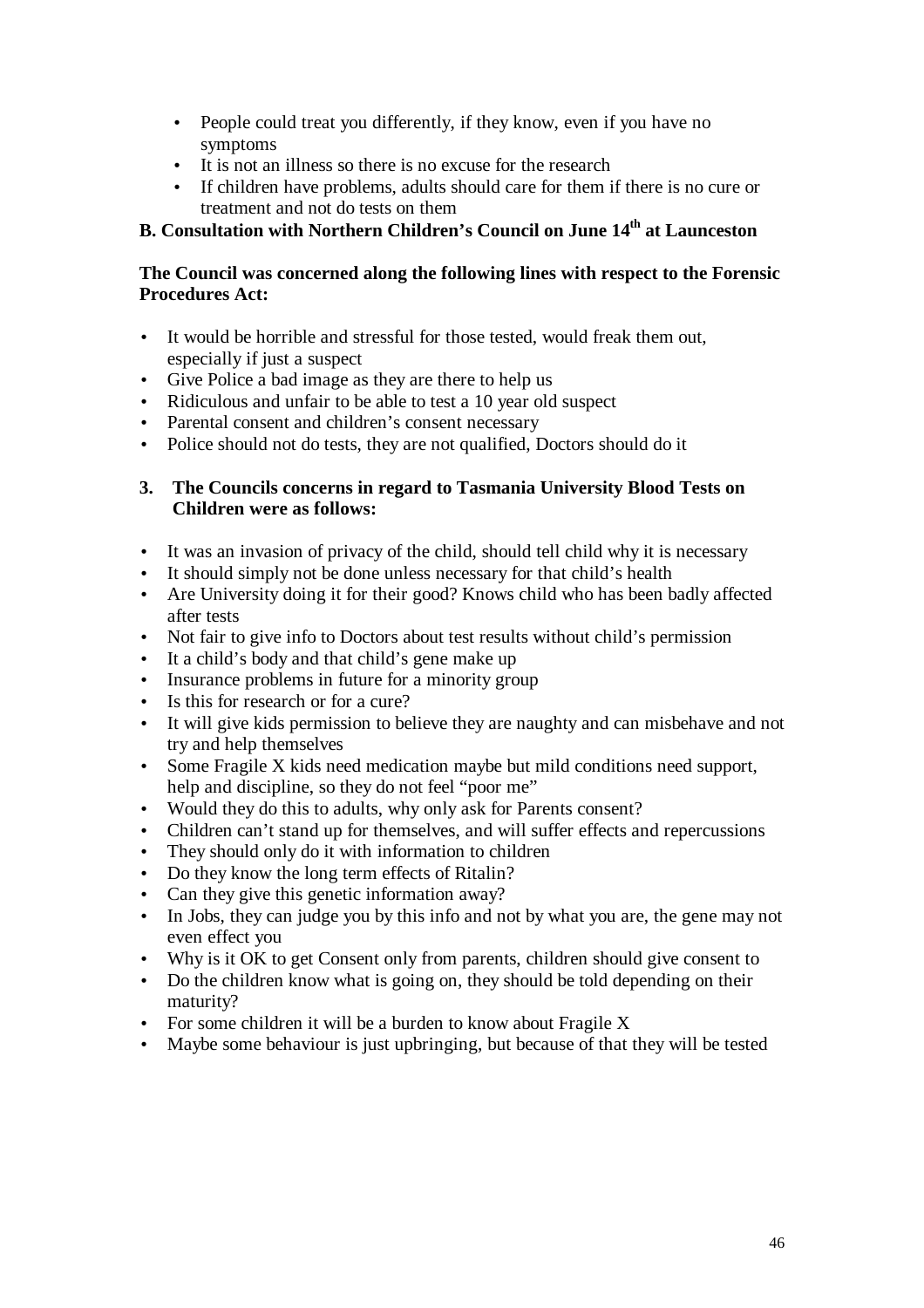- People could treat you differently, if they know, even if you have no symptoms
- It is not an illness so there is no excuse for the research
- If children have problems, adults should care for them if there is no cure or treatment and not do tests on them

**B. Consultation with Northern Children's Council on June 14th at Launceston**

**The Council was concerned along the following lines with respect to the Forensic Procedures Act:**

- It would be horrible and stressful for those tested, would freak them out, especially if just a suspect
- Give Police a bad image as they are there to help us
- Ridiculous and unfair to be able to test a 10 year old suspect
- Parental consent and children's consent necessary
- Police should not do tests, they are not qualified, Doctors should do it

**3. The Councils concerns in regard to Tasmania University Blood Tests on Children were as follows:**

- It was an invasion of privacy of the child, should tell child why it is necessary
- It should simply not be done unless necessary for that child's health
- Are University doing it for their good? Knows child who has been badly affected after tests
- Not fair to give info to Doctors about test results without child's permission
- It a child's body and that child's gene make up
- Insurance problems in future for a minority group
- Is this for research or for a cure?
- It will give kids permission to believe they are naughty and can misbehave and not try and help themselves
- Some Fragile X kids need medication maybe but mild conditions need support, help and discipline, so they do not feel "poor me"
- Would they do this to adults, why only ask for Parents consent?
- Children can't stand up for themselves, and will suffer effects and repercussions
- They should only do it with information to children
- Do they know the long term effects of Ritalin?
- Can they give this genetic information away?
- In Jobs, they can judge you by this info and not by what you are, the gene may not even effect you
- Why is it OK to get Consent only from parents, children should give consent to
- Do the children know what is going on, they should be told depending on their maturity?
- For some children it will be a burden to know about Fragile X
- Maybe some behaviour is just upbringing, but because of that they will be tested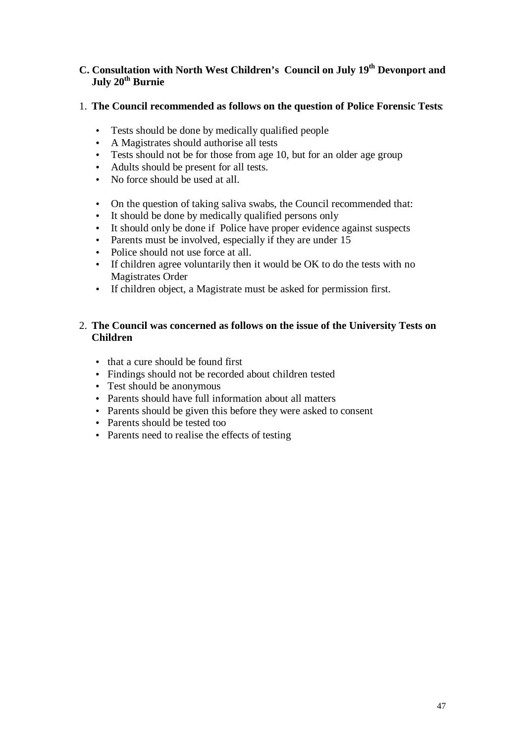### C. Consultation with North West Children's Council on July 19th Devonport and July 20th Burnie

1. **The Council recommended as follows on the question of Police Forensic Tests**:

- Tests should be done by medically qualified people
- A Magistrates should authorise all tests
- Tests should not be for those from age 10, but for an older age group
- Adults should be present for all tests.
- No force should be used at all.

- On the question of taking saliva swabs, the Council recommended that:
- It should be done by medically qualified persons only
- It should only be done if Police have proper evidence against suspects
- Parents must be involved, especially if they are under 15
- Police should not use force at all.
- If children agree voluntarily then it would be OK to do the tests with no Magistrates Order
- If children object, a Magistrate must be asked for permission first.

2. **The Council was concerned as follows on the issue of the University Tests on Children**

- that a cure should be found first
- Findings should not be recorded about children tested
- Test should be anonymous
- Parents should have full information about all matters
- Parents should be given this before they were asked to consent
- Parents should be tested too
- Parents need to realise the effects of testing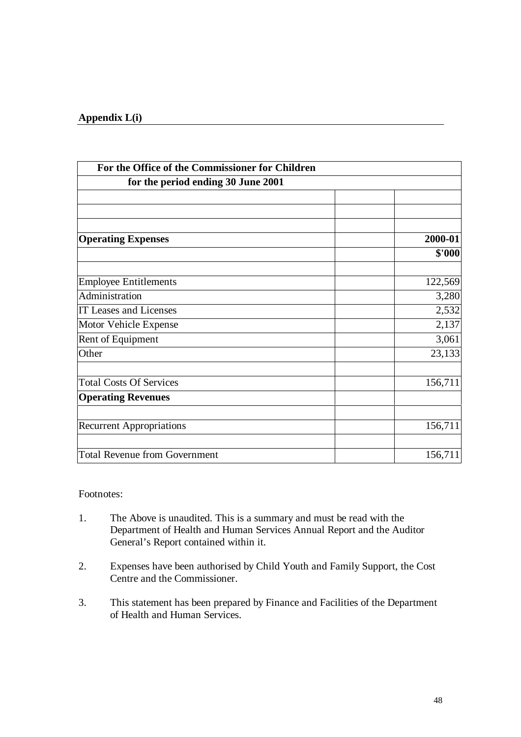**Appendix L(i)**

| For the Office of the Commissioner for Children | | |
|---|---|---|
| for the period ending 30 June 2001 | | |
| | | |
| | | |
| | | |
| **Operating Expenses** | | **2000-01** |
| | | **$'000** |
| | | |
| Employee Entitlements | | 122,569 |
| Administration | | 3,280 |
| IT Leases and Licenses | | 2,532 |
| Motor Vehicle Expense | | 2,137 |
| Rent of Equipment | | 3,061 |
| Other | | 23,133 |
| | | |
| Total Costs Of Services | | 156,711 |
| **Operating Revenues** | | |
| | | |
| Recurrent Appropriations | | 156,711 |
| | | |
| Total Revenue from Government | | 156,711 |

Footnotes:

1. The Above is unaudited. This is a summary and must be read with the Department of Health and Human Services Annual Report and the Auditor General's Report contained within it.

2. Expenses have been authorised by Child Youth and Family Support, the Cost Centre and the Commissioner.

3. This statement has been prepared by Finance and Facilities of the Department of Health and Human Services.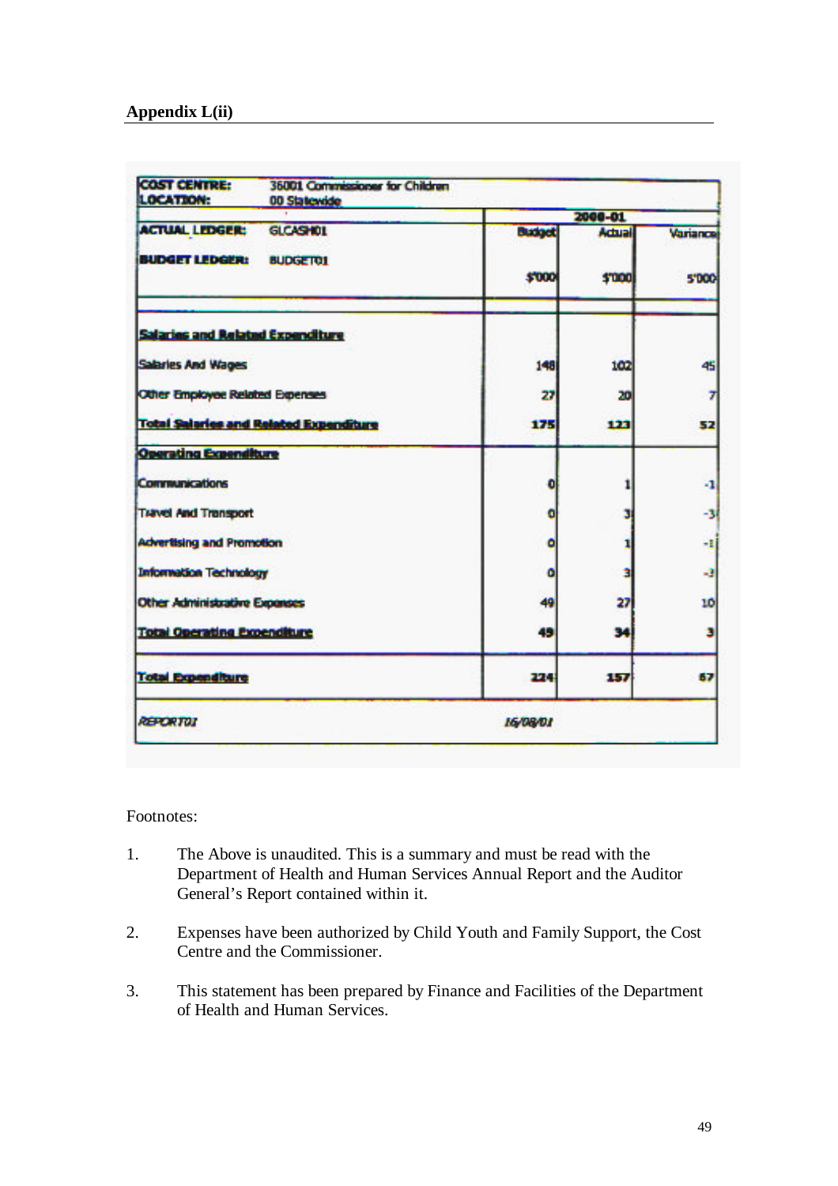**Appendix L(ii)**

| COST CENTRE: 36001 Commissioner for Children<br>LOCATION: 00 Statewide | 2000-01 | | |
|---|---|---|---|
| ACTUAL LEDGER: GLCASH01<br>BUDGET LEDGER: BUDGET01 | Budget<br>$'000 | Actual<br>$'000 | Variance<br>$'000 |
| **Salaries and Related Expenditure** | | | |
| Salaries And Wages | 148 | 102 | 45 |
| Other Employee Related Expenses | 27 | 20 | 7 |
| **Total Salaries and Related Expenditure** | **175** | **123** | **52** |
| **Operating Expenditure** | | | |
| Communications | 0 | 1 | -1 |
| Travel And Transport | 0 | 3 | -3 |
| Advertising and Promotion | 0 | 1 | -1 |
| Information Technology | 0 | 3 | -3 |
| Other Administrative Expenses | 49 | 27 | 10 |
| **Total Operating Expenditure** | **49** | **34** | **3** |
| **Total Expenditure** | **224** | **157** | **67** |
| *REPORT01* | *16/08/01* | | |

Footnotes:

1. The Above is unaudited. This is a summary and must be read with the Department of Health and Human Services Annual Report and the Auditor General's Report contained within it.

2. Expenses have been authorized by Child Youth and Family Support, the Cost Centre and the Commissioner.

3. This statement has been prepared by Finance and Facilities of the Department of Health and Human Services.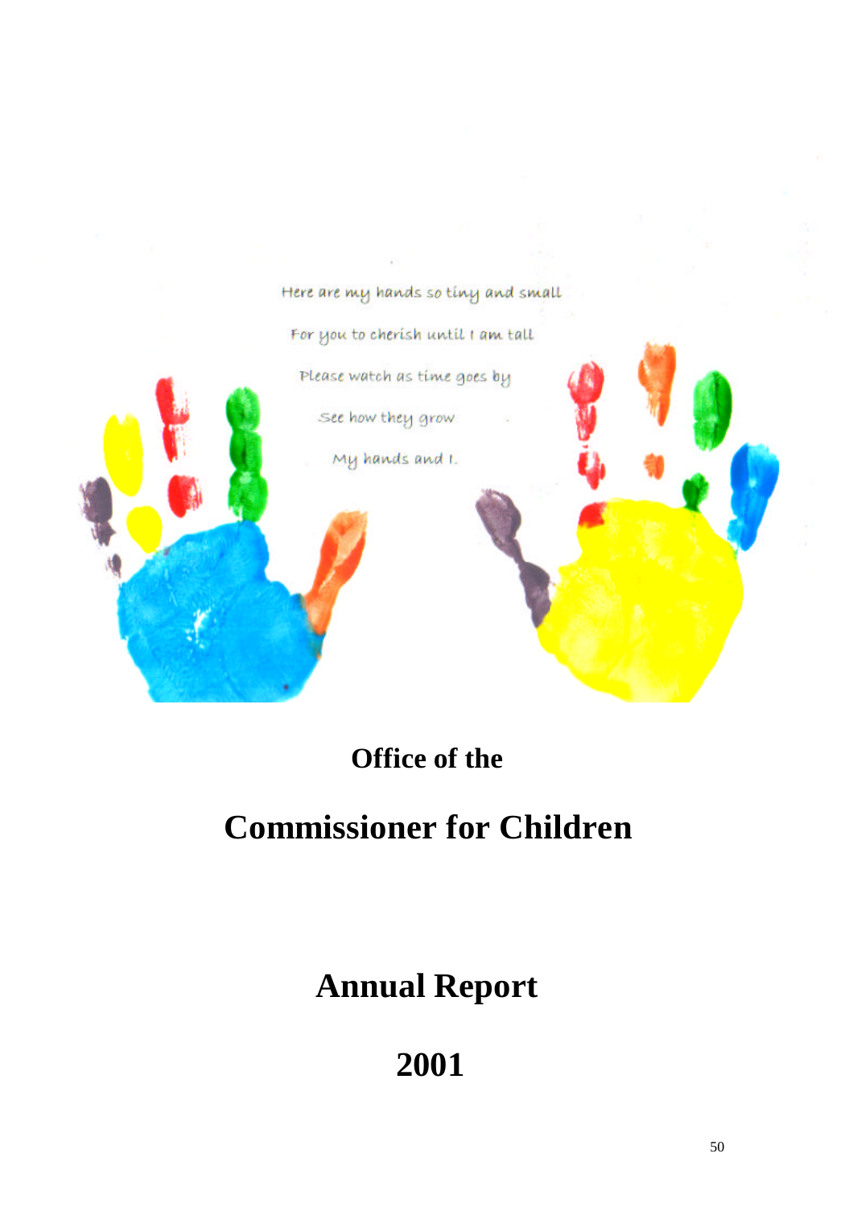Here are my hands so tiny and small

For you to cherish until I am tall

Please watch as time goes by

See how they grow

My hands and I.

**Office of the**

# Commissioner for Children

# Annual Report

# 2001